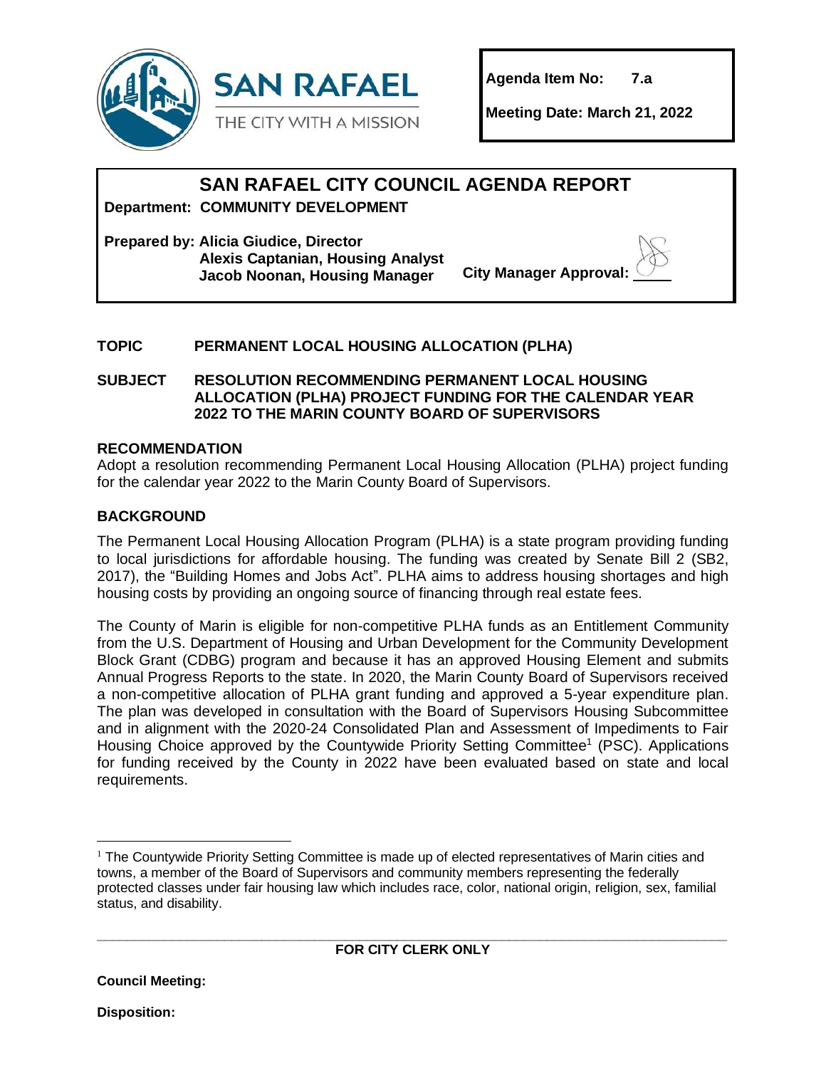SAN RAFAEL

THE CITY WITH A MISSION

**Agenda Item No:** 7.a

**Meeting Date: March 21, 2022**

# SAN RAFAEL CITY COUNCIL AGENDA REPORT

**Department: COMMUNITY DEVELOPMENT**

**Prepared by: Alicia Giudice, Director**
**Alexis Captanian, Housing Analyst**
**Jacob Noonan, Housing Manager**

**City Manager Approval:**

**TOPIC** **PERMANENT LOCAL HOUSING ALLOCATION (PLHA)**

**SUBJECT** **RESOLUTION RECOMMENDING PERMANENT LOCAL HOUSING ALLOCATION (PLHA) PROJECT FUNDING FOR THE CALENDAR YEAR 2022 TO THE MARIN COUNTY BOARD OF SUPERVISORS**

## RECOMMENDATION

Adopt a resolution recommending Permanent Local Housing Allocation (PLHA) project funding for the calendar year 2022 to the Marin County Board of Supervisors.

## BACKGROUND

The Permanent Local Housing Allocation Program (PLHA) is a state program providing funding to local jurisdictions for affordable housing. The funding was created by Senate Bill 2 (SB2, 2017), the "Building Homes and Jobs Act". PLHA aims to address housing shortages and high housing costs by providing an ongoing source of financing through real estate fees.

The County of Marin is eligible for non-competitive PLHA funds as an Entitlement Community from the U.S. Department of Housing and Urban Development for the Community Development Block Grant (CDBG) program and because it has an approved Housing Element and submits Annual Progress Reports to the state. In 2020, the Marin County Board of Supervisors received a non-competitive allocation of PLHA grant funding and approved a 5-year expenditure plan. The plan was developed in consultation with the Board of Supervisors Housing Subcommittee and in alignment with the 2020-24 Consolidated Plan and Assessment of Impediments to Fair Housing Choice approved by the Countywide Priority Setting Committee[1] (PSC). Applications for funding received by the County in 2022 have been evaluated based on state and local requirements.

[1] The Countywide Priority Setting Committee is made up of elected representatives of Marin cities and towns, a member of the Board of Supervisors and community members representing the federally protected classes under fair housing law which includes race, color, national origin, religion, sex, familial status, and disability.

---

**FOR CITY CLERK ONLY**

**Council Meeting:**

**Disposition:**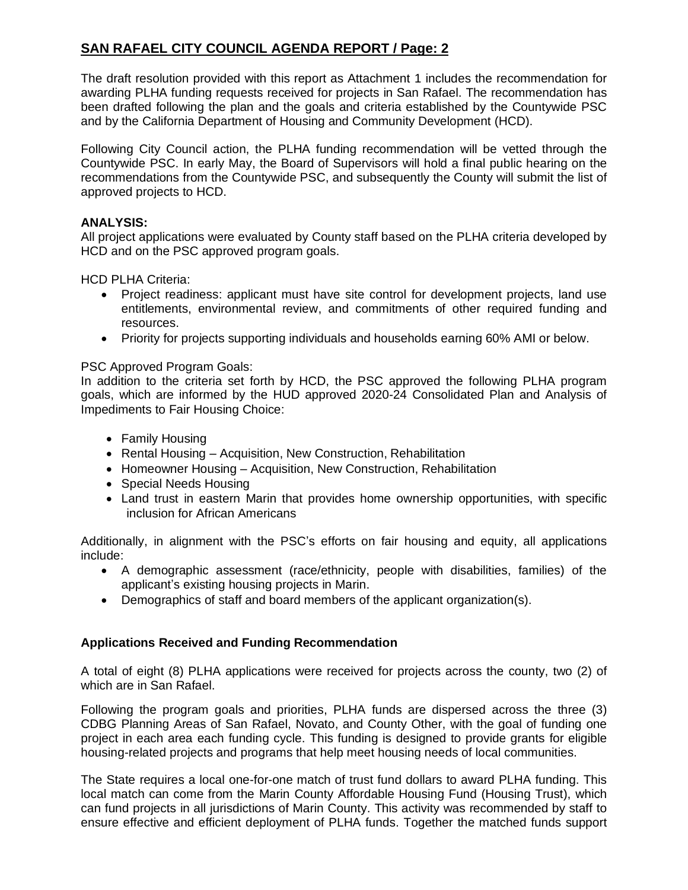The draft resolution provided with this report as Attachment 1 includes the recommendation for awarding PLHA funding requests received for projects in San Rafael. The recommendation has been drafted following the plan and the goals and criteria established by the Countywide PSC and by the California Department of Housing and Community Development (HCD).

Following City Council action, the PLHA funding recommendation will be vetted through the Countywide PSC. In early May, the Board of Supervisors will hold a final public hearing on the recommendations from the Countywide PSC, and subsequently the County will submit the list of approved projects to HCD.

**ANALYSIS:**

All project applications were evaluated by County staff based on the PLHA criteria developed by HCD and on the PSC approved program goals.

HCD PLHA Criteria:

- Project readiness: applicant must have site control for development projects, land use entitlements, environmental review, and commitments of other required funding and resources.
- Priority for projects supporting individuals and households earning 60% AMI or below.

PSC Approved Program Goals:

In addition to the criteria set forth by HCD, the PSC approved the following PLHA program goals, which are informed by the HUD approved 2020-24 Consolidated Plan and Analysis of Impediments to Fair Housing Choice:

- Family Housing
- Rental Housing – Acquisition, New Construction, Rehabilitation
- Homeowner Housing – Acquisition, New Construction, Rehabilitation
- Special Needs Housing
- Land trust in eastern Marin that provides home ownership opportunities, with specific inclusion for African Americans

Additionally, in alignment with the PSC's efforts on fair housing and equity, all applications include:

- A demographic assessment (race/ethnicity, people with disabilities, families) of the applicant's existing housing projects in Marin.
- Demographics of staff and board members of the applicant organization(s).

**Applications Received and Funding Recommendation**

A total of eight (8) PLHA applications were received for projects across the county, two (2) of which are in San Rafael.

Following the program goals and priorities, PLHA funds are dispersed across the three (3) CDBG Planning Areas of San Rafael, Novato, and County Other, with the goal of funding one project in each area each funding cycle. This funding is designed to provide grants for eligible housing-related projects and programs that help meet housing needs of local communities.

The State requires a local one-for-one match of trust fund dollars to award PLHA funding. This local match can come from the Marin County Affordable Housing Fund (Housing Trust), which can fund projects in all jurisdictions of Marin County. This activity was recommended by staff to ensure effective and efficient deployment of PLHA funds. Together the matched funds support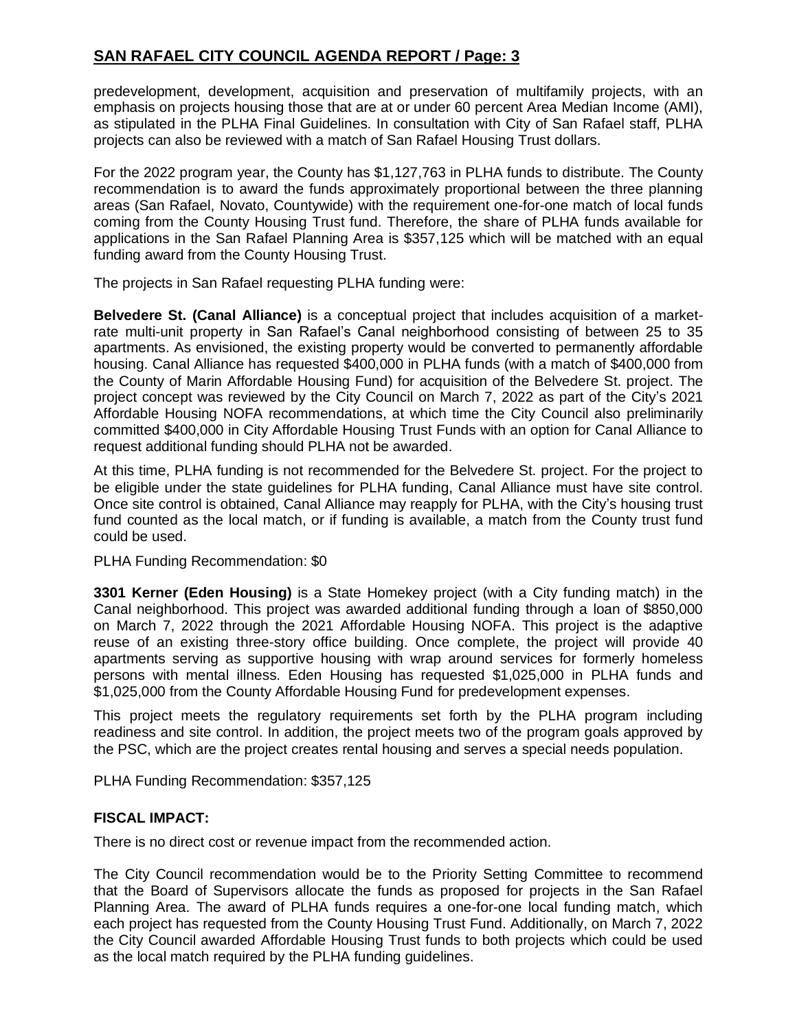predevelopment, development, acquisition and preservation of multifamily projects, with an emphasis on projects housing those that are at or under 60 percent Area Median Income (AMI), as stipulated in the PLHA Final Guidelines. In consultation with City of San Rafael staff, PLHA projects can also be reviewed with a match of San Rafael Housing Trust dollars.

For the 2022 program year, the County has $1,127,763 in PLHA funds to distribute. The County recommendation is to award the funds approximately proportional between the three planning areas (San Rafael, Novato, Countywide) with the requirement one-for-one match of local funds coming from the County Housing Trust fund. Therefore, the share of PLHA funds available for applications in the San Rafael Planning Area is $357,125 which will be matched with an equal funding award from the County Housing Trust.

The projects in San Rafael requesting PLHA funding were:

**Belvedere St. (Canal Alliance)** is a conceptual project that includes acquisition of a market-rate multi-unit property in San Rafael's Canal neighborhood consisting of between 25 to 35 apartments. As envisioned, the existing property would be converted to permanently affordable housing. Canal Alliance has requested $400,000 in PLHA funds (with a match of $400,000 from the County of Marin Affordable Housing Fund) for acquisition of the Belvedere St. project. The project concept was reviewed by the City Council on March 7, 2022 as part of the City's 2021 Affordable Housing NOFA recommendations, at which time the City Council also preliminarily committed $400,000 in City Affordable Housing Trust Funds with an option for Canal Alliance to request additional funding should PLHA not be awarded.

At this time, PLHA funding is not recommended for the Belvedere St. project. For the project to be eligible under the state guidelines for PLHA funding, Canal Alliance must have site control. Once site control is obtained, Canal Alliance may reapply for PLHA, with the City's housing trust fund counted as the local match, or if funding is available, a match from the County trust fund could be used.

PLHA Funding Recommendation: $0

**3301 Kerner (Eden Housing)** is a State Homekey project (with a City funding match) in the Canal neighborhood. This project was awarded additional funding through a loan of $850,000 on March 7, 2022 through the 2021 Affordable Housing NOFA. This project is the adaptive reuse of an existing three-story office building. Once complete, the project will provide 40 apartments serving as supportive housing with wrap around services for formerly homeless persons with mental illness. Eden Housing has requested $1,025,000 in PLHA funds and $1,025,000 from the County Affordable Housing Fund for predevelopment expenses.

This project meets the regulatory requirements set forth by the PLHA program including readiness and site control. In addition, the project meets two of the program goals approved by the PSC, which are the project creates rental housing and serves a special needs population.

PLHA Funding Recommendation: $357,125

**FISCAL IMPACT:**

There is no direct cost or revenue impact from the recommended action.

The City Council recommendation would be to the Priority Setting Committee to recommend that the Board of Supervisors allocate the funds as proposed for projects in the San Rafael Planning Area. The award of PLHA funds requires a one-for-one local funding match, which each project has requested from the County Housing Trust Fund. Additionally, on March 7, 2022 the City Council awarded Affordable Housing Trust funds to both projects which could be used as the local match required by the PLHA funding guidelines.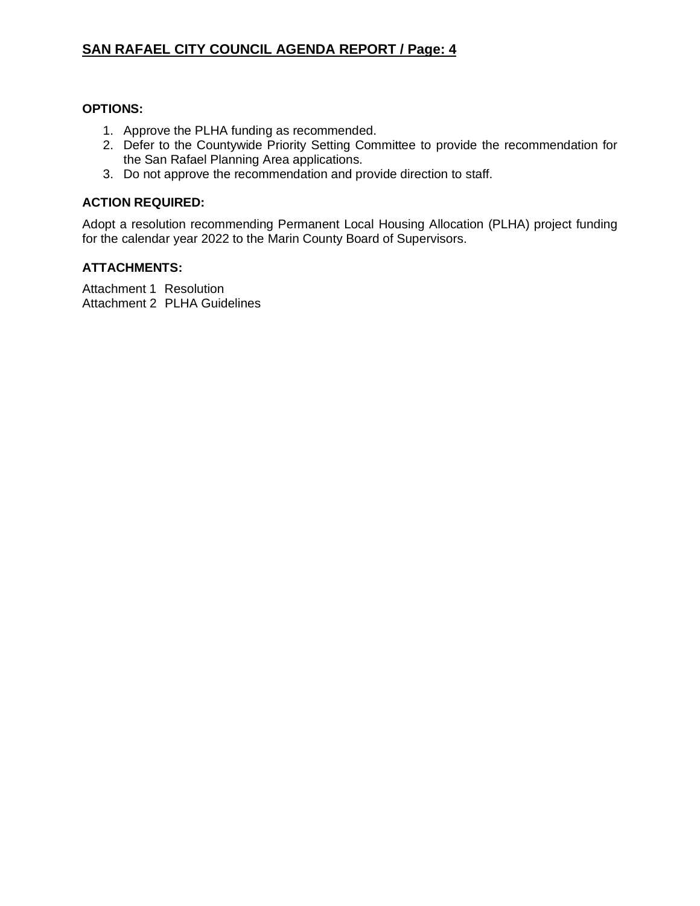**OPTIONS:**

1. Approve the PLHA funding as recommended.
2. Defer to the Countywide Priority Setting Committee to provide the recommendation for the San Rafael Planning Area applications.
3. Do not approve the recommendation and provide direction to staff.

**ACTION REQUIRED:**

Adopt a resolution recommending Permanent Local Housing Allocation (PLHA) project funding for the calendar year 2022 to the Marin County Board of Supervisors.

**ATTACHMENTS:**

Attachment 1 Resolution
Attachment 2 PLHA Guidelines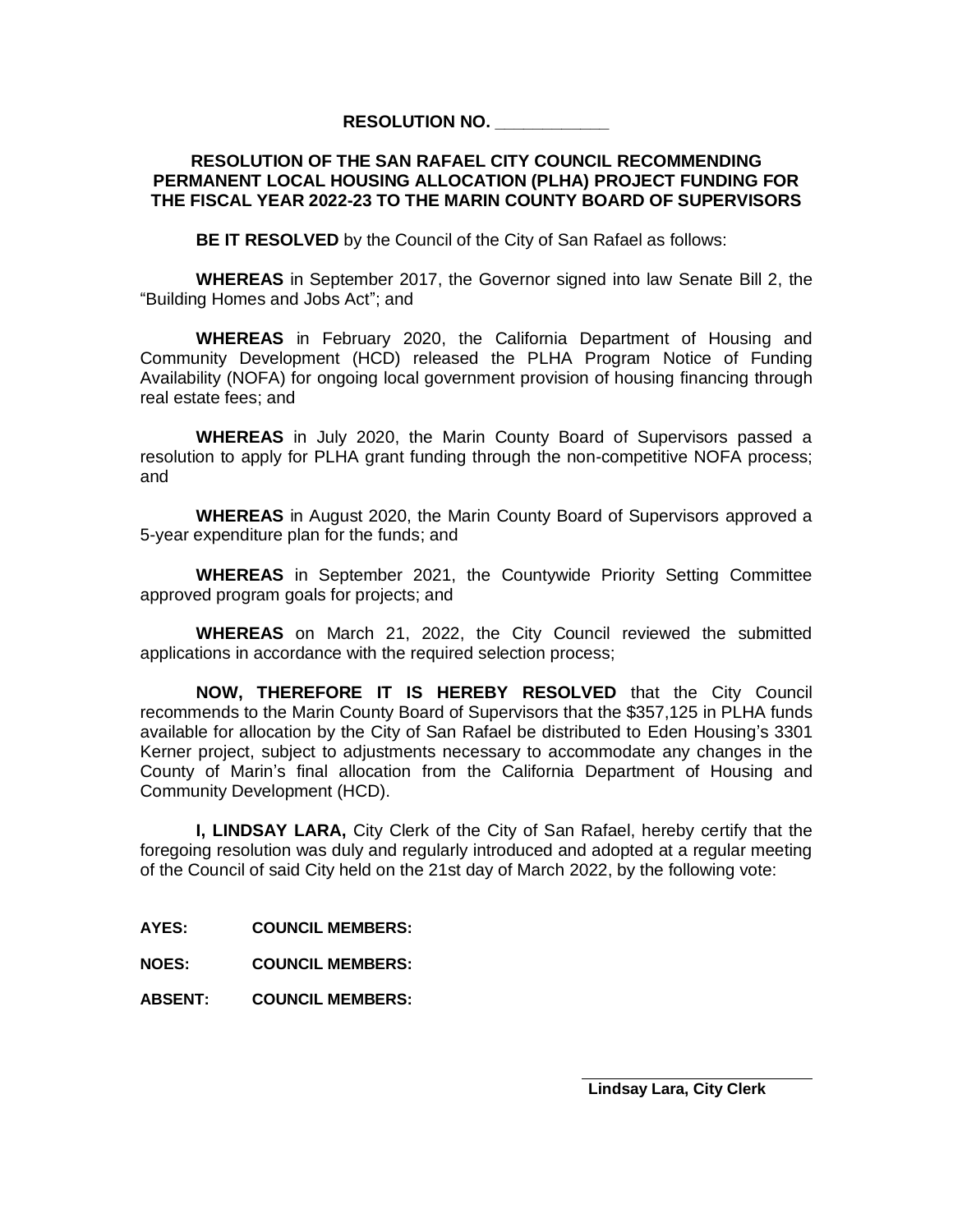**RESOLUTION NO. \_\_\_\_\_\_\_\_\_\_\_\_**

**RESOLUTION OF THE SAN RAFAEL CITY COUNCIL RECOMMENDING PERMANENT LOCAL HOUSING ALLOCATION (PLHA) PROJECT FUNDING FOR THE FISCAL YEAR 2022-23 TO THE MARIN COUNTY BOARD OF SUPERVISORS**

**BE IT RESOLVED** by the Council of the City of San Rafael as follows:

**WHEREAS** in September 2017, the Governor signed into law Senate Bill 2, the "Building Homes and Jobs Act"; and

**WHEREAS** in February 2020, the California Department of Housing and Community Development (HCD) released the PLHA Program Notice of Funding Availability (NOFA) for ongoing local government provision of housing financing through real estate fees; and

**WHEREAS** in July 2020, the Marin County Board of Supervisors passed a resolution to apply for PLHA grant funding through the non-competitive NOFA process; and

**WHEREAS** in August 2020, the Marin County Board of Supervisors approved a 5-year expenditure plan for the funds; and

**WHEREAS** in September 2021, the Countywide Priority Setting Committee approved program goals for projects; and

**WHEREAS** on March 21, 2022, the City Council reviewed the submitted applications in accordance with the required selection process;

**NOW, THEREFORE IT IS HEREBY RESOLVED** that the City Council recommends to the Marin County Board of Supervisors that the $357,125 in PLHA funds available for allocation by the City of San Rafael be distributed to Eden Housing's 3301 Kerner project, subject to adjustments necessary to accommodate any changes in the County of Marin's final allocation from the California Department of Housing and Community Development (HCD).

**I, LINDSAY LARA,** City Clerk of the City of San Rafael, hereby certify that the foregoing resolution was duly and regularly introduced and adopted at a regular meeting of the Council of said City held on the 21st day of March 2022, by the following vote:

**AYES: COUNCIL MEMBERS:**

**NOES: COUNCIL MEMBERS:**

**ABSENT: COUNCIL MEMBERS:**

\_\_\_\_\_\_\_\_\_\_\_\_\_\_\_\_\_\_\_\_\_\_\_\_\_\_\_\_

**Lindsay Lara, City Clerk**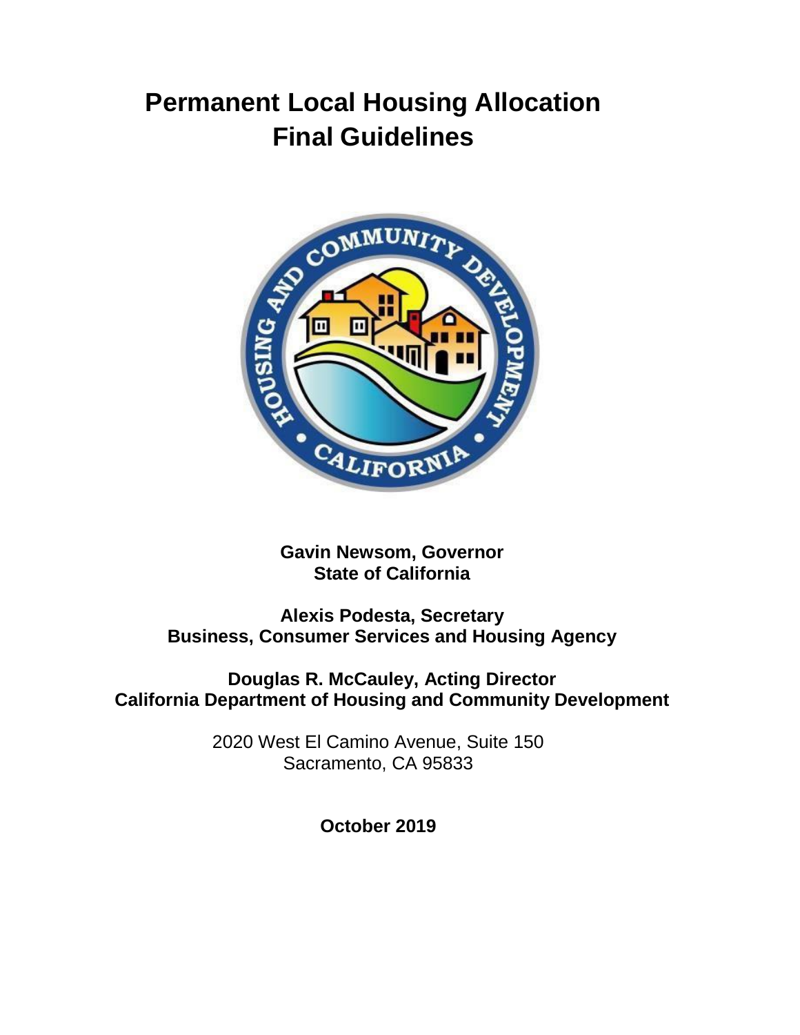# Permanent Local Housing Allocation Final Guidelines

**Gavin Newsom, Governor**
**State of California**

**Alexis Podesta, Secretary**
**Business, Consumer Services and Housing Agency**

**Douglas R. McCauley, Acting Director**
**California Department of Housing and Community Development**

2020 West El Camino Avenue, Suite 150
Sacramento, CA 95833

**October 2019**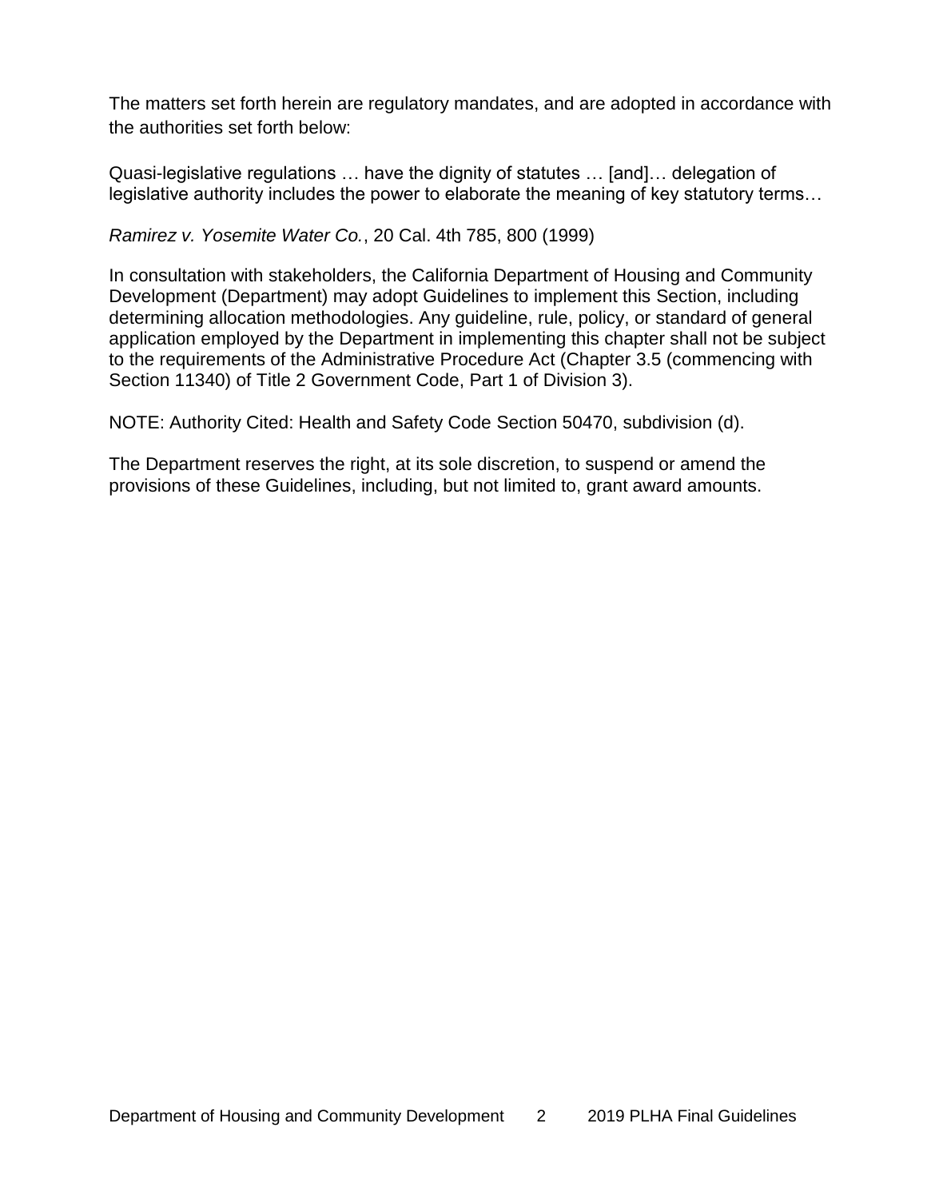The matters set forth herein are regulatory mandates, and are adopted in accordance with the authorities set forth below:

Quasi-legislative regulations … have the dignity of statutes … [and]… delegation of legislative authority includes the power to elaborate the meaning of key statutory terms…

*Ramirez v. Yosemite Water Co.*, 20 Cal. 4th 785, 800 (1999)

In consultation with stakeholders, the California Department of Housing and Community Development (Department) may adopt Guidelines to implement this Section, including determining allocation methodologies. Any guideline, rule, policy, or standard of general application employed by the Department in implementing this chapter shall not be subject to the requirements of the Administrative Procedure Act (Chapter 3.5 (commencing with Section 11340) of Title 2 Government Code, Part 1 of Division 3).

NOTE: Authority Cited: Health and Safety Code Section 50470, subdivision (d).

The Department reserves the right, at its sole discretion, to suspend or amend the provisions of these Guidelines, including, but not limited to, grant award amounts.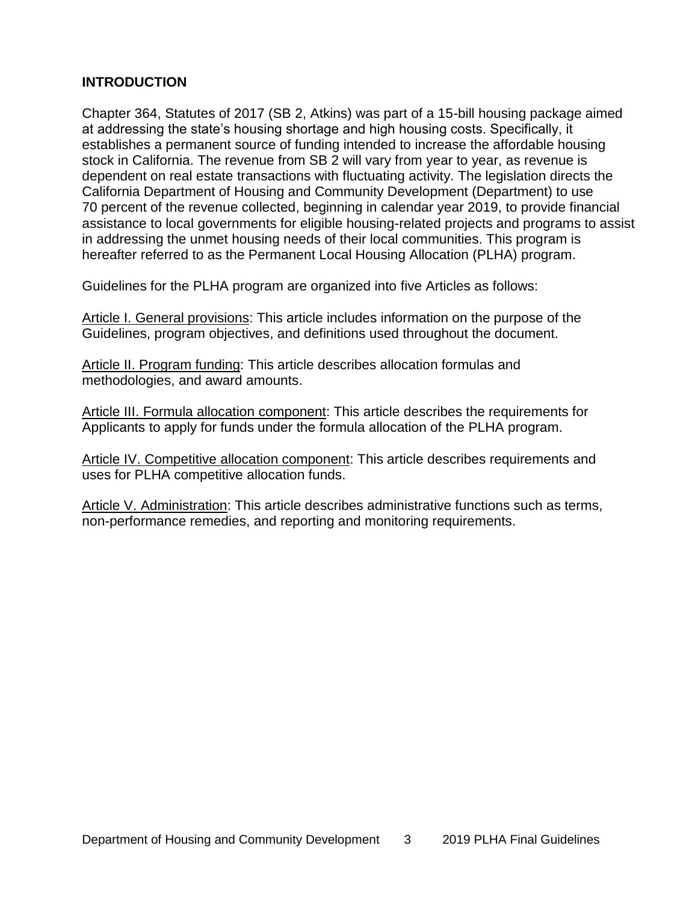## INTRODUCTION

Chapter 364, Statutes of 2017 (SB 2, Atkins) was part of a 15-bill housing package aimed at addressing the state's housing shortage and high housing costs. Specifically, it establishes a permanent source of funding intended to increase the affordable housing stock in California. The revenue from SB 2 will vary from year to year, as revenue is dependent on real estate transactions with fluctuating activity. The legislation directs the California Department of Housing and Community Development (Department) to use 70 percent of the revenue collected, beginning in calendar year 2019, to provide financial assistance to local governments for eligible housing-related projects and programs to assist in addressing the unmet housing needs of their local communities. This program is hereafter referred to as the Permanent Local Housing Allocation (PLHA) program.

Guidelines for the PLHA program are organized into five Articles as follows:

<u>Article I. General provisions</u>: This article includes information on the purpose of the Guidelines, program objectives, and definitions used throughout the document.

<u>Article II. Program funding</u>: This article describes allocation formulas and methodologies, and award amounts.

<u>Article III. Formula allocation component</u>: This article describes the requirements for Applicants to apply for funds under the formula allocation of the PLHA program.

<u>Article IV. Competitive allocation component</u>: This article describes requirements and uses for PLHA competitive allocation funds.

<u>Article V. Administration</u>: This article describes administrative functions such as terms, non-performance remedies, and reporting and monitoring requirements.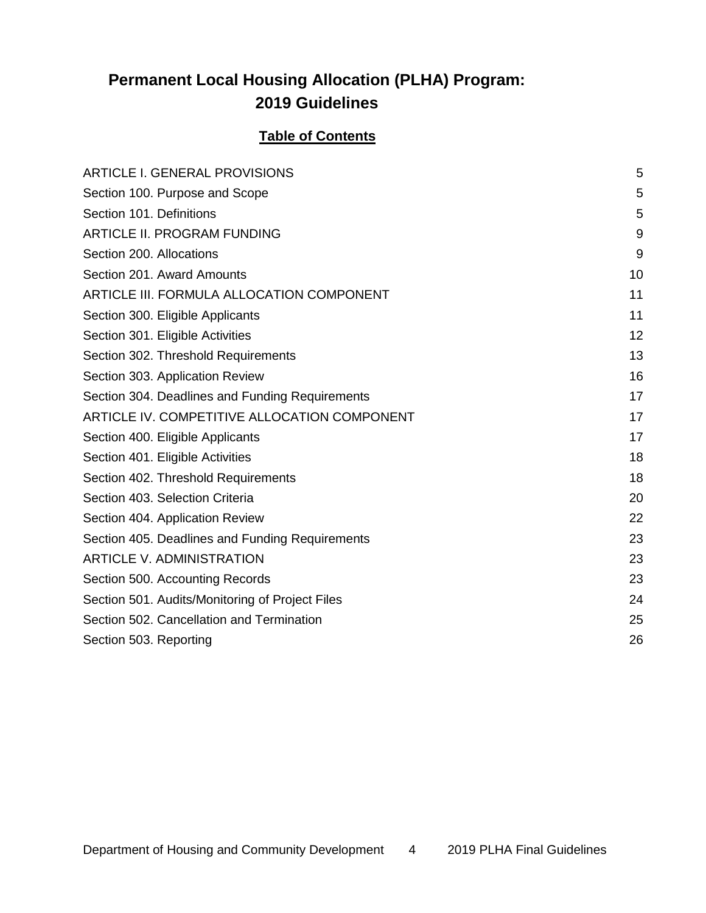# Permanent Local Housing Allocation (PLHA) Program: 2019 Guidelines

## Table of Contents

| | |
|---|---|
| ARTICLE I. GENERAL PROVISIONS | 5 |
| Section 100. Purpose and Scope | 5 |
| Section 101. Definitions | 5 |
| ARTICLE II. PROGRAM FUNDING | 9 |
| Section 200. Allocations | 9 |
| Section 201. Award Amounts | 10 |
| ARTICLE III. FORMULA ALLOCATION COMPONENT | 11 |
| Section 300. Eligible Applicants | 11 |
| Section 301. Eligible Activities | 12 |
| Section 302. Threshold Requirements | 13 |
| Section 303. Application Review | 16 |
| Section 304. Deadlines and Funding Requirements | 17 |
| ARTICLE IV. COMPETITIVE ALLOCATION COMPONENT | 17 |
| Section 400. Eligible Applicants | 17 |
| Section 401. Eligible Activities | 18 |
| Section 402. Threshold Requirements | 18 |
| Section 403. Selection Criteria | 20 |
| Section 404. Application Review | 22 |
| Section 405. Deadlines and Funding Requirements | 23 |
| ARTICLE V. ADMINISTRATION | 23 |
| Section 500. Accounting Records | 23 |
| Section 501. Audits/Monitoring of Project Files | 24 |
| Section 502. Cancellation and Termination | 25 |
| Section 503. Reporting | 26 |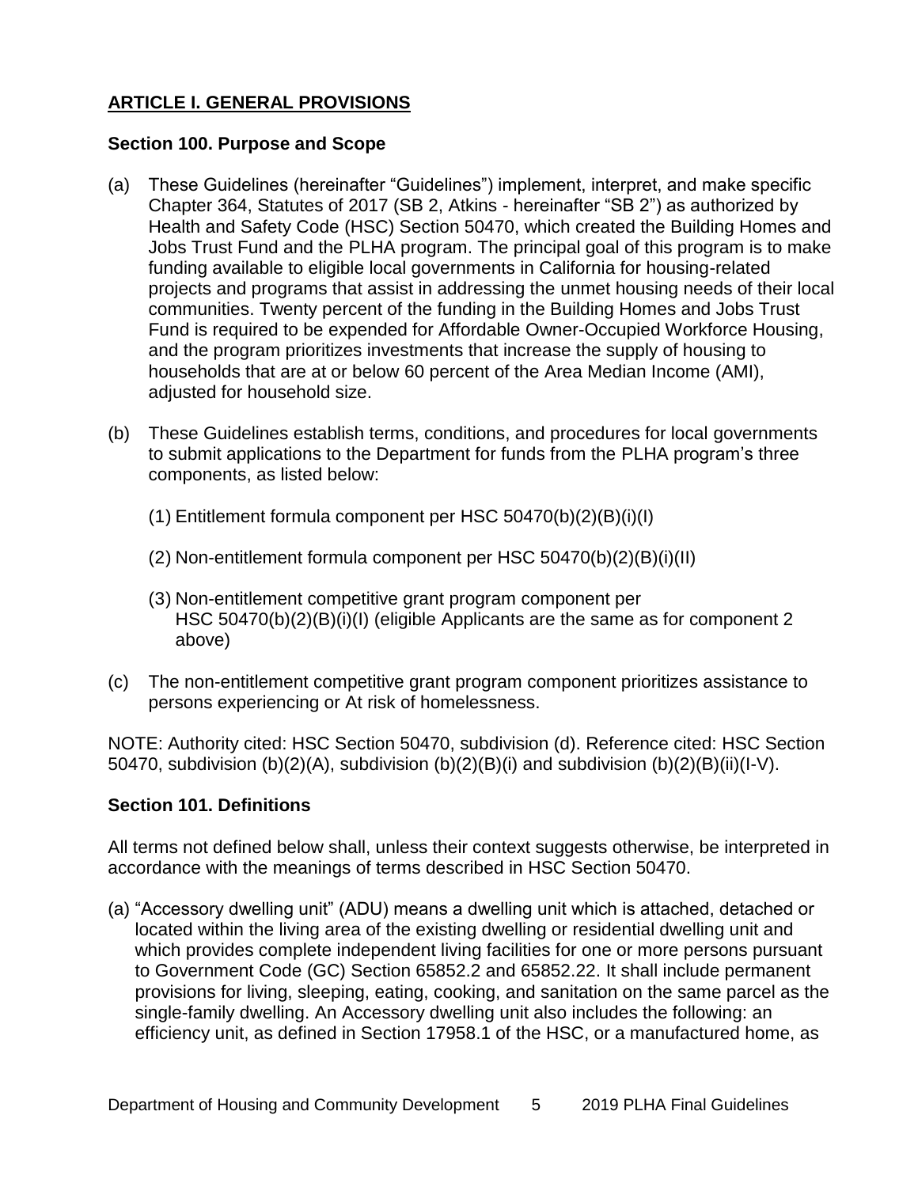## ARTICLE I. GENERAL PROVISIONS

### Section 100. Purpose and Scope

(a) These Guidelines (hereinafter "Guidelines") implement, interpret, and make specific Chapter 364, Statutes of 2017 (SB 2, Atkins - hereinafter "SB 2") as authorized by Health and Safety Code (HSC) Section 50470, which created the Building Homes and Jobs Trust Fund and the PLHA program. The principal goal of this program is to make funding available to eligible local governments in California for housing-related projects and programs that assist in addressing the unmet housing needs of their local communities. Twenty percent of the funding in the Building Homes and Jobs Trust Fund is required to be expended for Affordable Owner-Occupied Workforce Housing, and the program prioritizes investments that increase the supply of housing to households that are at or below 60 percent of the Area Median Income (AMI), adjusted for household size.

(b) These Guidelines establish terms, conditions, and procedures for local governments to submit applications to the Department for funds from the PLHA program's three components, as listed below:

(1) Entitlement formula component per HSC 50470(b)(2)(B)(i)(I)

(2) Non-entitlement formula component per HSC 50470(b)(2)(B)(i)(II)

(3) Non-entitlement competitive grant program component per HSC 50470(b)(2)(B)(i)(I) (eligible Applicants are the same as for component 2 above)

(c) The non-entitlement competitive grant program component prioritizes assistance to persons experiencing or At risk of homelessness.

NOTE: Authority cited: HSC Section 50470, subdivision (d). Reference cited: HSC Section 50470, subdivision (b)(2)(A), subdivision (b)(2)(B)(i) and subdivision (b)(2)(B)(ii)(I-V).

### Section 101. Definitions

All terms not defined below shall, unless their context suggests otherwise, be interpreted in accordance with the meanings of terms described in HSC Section 50470.

(a) "Accessory dwelling unit" (ADU) means a dwelling unit which is attached, detached or located within the living area of the existing dwelling or residential dwelling unit and which provides complete independent living facilities for one or more persons pursuant to Government Code (GC) Section 65852.2 and 65852.22. It shall include permanent provisions for living, sleeping, eating, cooking, and sanitation on the same parcel as the single-family dwelling. An Accessory dwelling unit also includes the following: an efficiency unit, as defined in Section 17958.1 of the HSC, or a manufactured home, as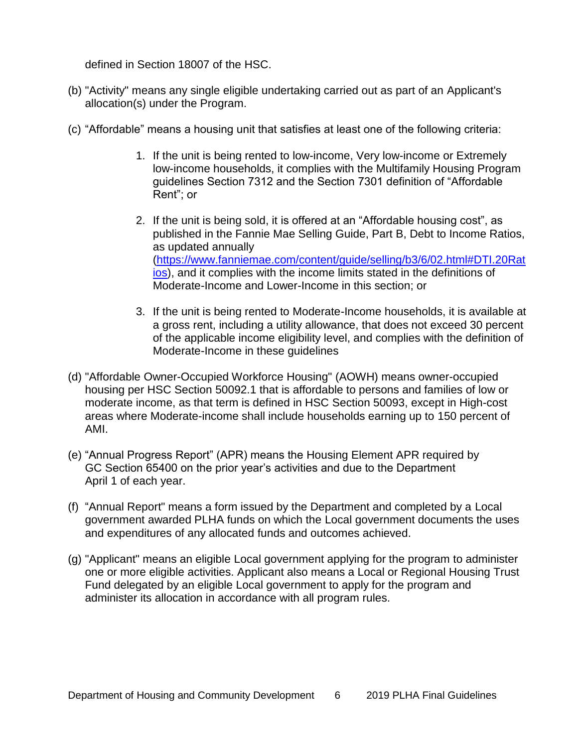defined in Section 18007 of the HSC.

(b) "Activity" means any single eligible undertaking carried out as part of an Applicant's allocation(s) under the Program.

(c) "Affordable" means a housing unit that satisfies at least one of the following criteria:

1. If the unit is being rented to low-income, Very low-income or Extremely low-income households, it complies with the Multifamily Housing Program guidelines Section 7312 and the Section 7301 definition of "Affordable Rent"; or

2. If the unit is being sold, it is offered at an "Affordable housing cost", as published in the Fannie Mae Selling Guide, Part B, Debt to Income Ratios, as updated annually ([https://www.fanniemae.com/content/guide/selling/b3/6/02.html#DTI.20Ratios](https://www.fanniemae.com/content/guide/selling/b3/6/02.html#DTI.20Ratios)), and it complies with the income limits stated in the definitions of Moderate-Income and Lower-Income in this section; or

3. If the unit is being rented to Moderate-Income households, it is available at a gross rent, including a utility allowance, that does not exceed 30 percent of the applicable income eligibility level, and complies with the definition of Moderate-Income in these guidelines

(d) "Affordable Owner-Occupied Workforce Housing" (AOWH) means owner-occupied housing per HSC Section 50092.1 that is affordable to persons and families of low or moderate income, as that term is defined in HSC Section 50093, except in High-cost areas where Moderate-income shall include households earning up to 150 percent of AMI.

(e) "Annual Progress Report" (APR) means the Housing Element APR required by GC Section 65400 on the prior year's activities and due to the Department April 1 of each year.

(f) "Annual Report" means a form issued by the Department and completed by a Local government awarded PLHA funds on which the Local government documents the uses and expenditures of any allocated funds and outcomes achieved.

(g) "Applicant" means an eligible Local government applying for the program to administer one or more eligible activities. Applicant also means a Local or Regional Housing Trust Fund delegated by an eligible Local government to apply for the program and administer its allocation in accordance with all program rules.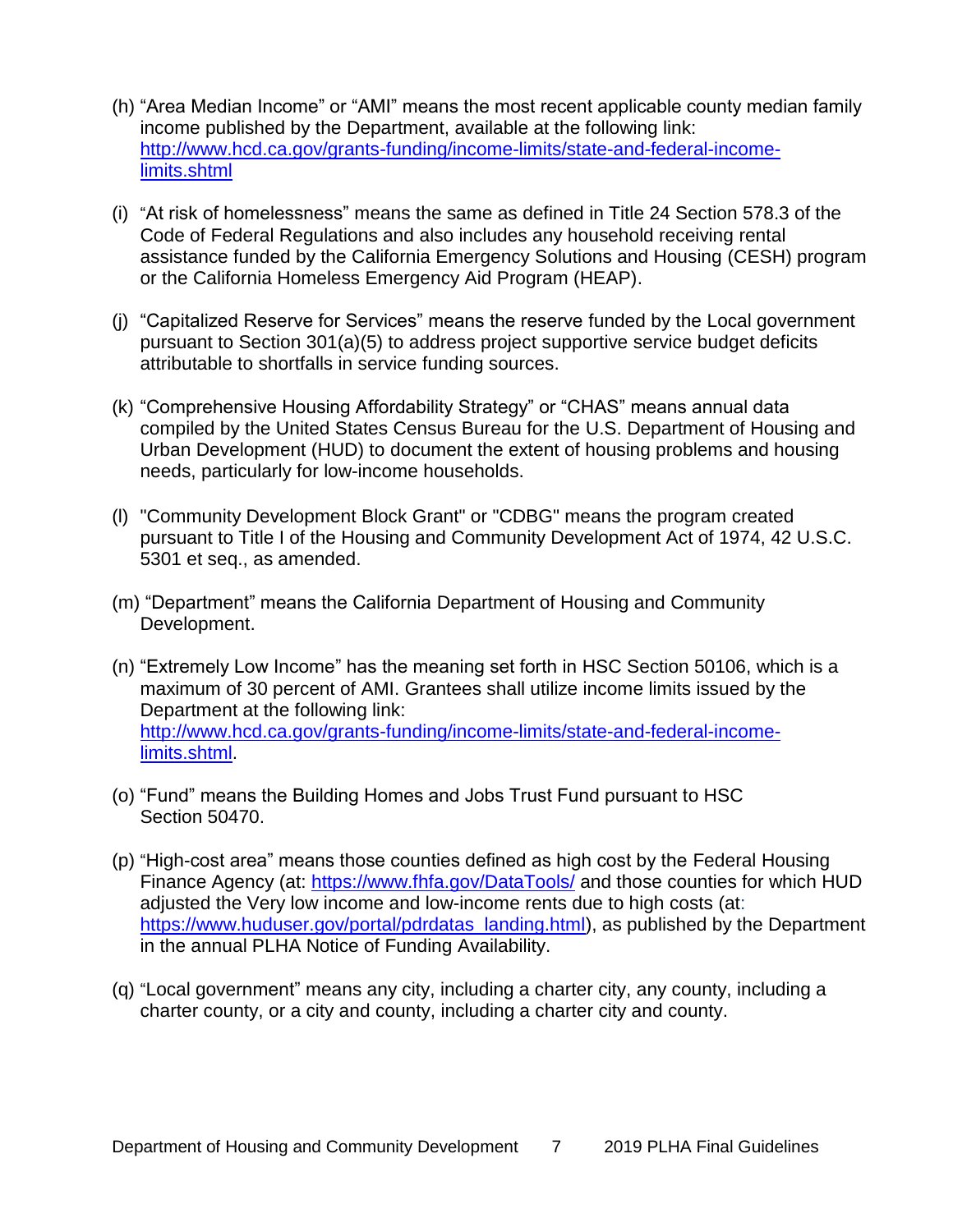(h) "Area Median Income" or "AMI" means the most recent applicable county median family income published by the Department, available at the following link: [http://www.hcd.ca.gov/grants-funding/income-limits/state-and-federal-income-limits.shtml](http://www.hcd.ca.gov/grants-funding/income-limits/state-and-federal-income-limits.shtml)

(i) "At risk of homelessness" means the same as defined in Title 24 Section 578.3 of the Code of Federal Regulations and also includes any household receiving rental assistance funded by the California Emergency Solutions and Housing (CESH) program or the California Homeless Emergency Aid Program (HEAP).

(j) "Capitalized Reserve for Services" means the reserve funded by the Local government pursuant to Section 301(a)(5) to address project supportive service budget deficits attributable to shortfalls in service funding sources.

(k) "Comprehensive Housing Affordability Strategy" or "CHAS" means annual data compiled by the United States Census Bureau for the U.S. Department of Housing and Urban Development (HUD) to document the extent of housing problems and housing needs, particularly for low-income households.

(l) "Community Development Block Grant" or "CDBG" means the program created pursuant to Title I of the Housing and Community Development Act of 1974, 42 U.S.C. 5301 et seq., as amended.

(m) "Department" means the California Department of Housing and Community Development.

(n) "Extremely Low Income" has the meaning set forth in HSC Section 50106, which is a maximum of 30 percent of AMI. Grantees shall utilize income limits issued by the Department at the following link: [http://www.hcd.ca.gov/grants-funding/income-limits/state-and-federal-income-limits.shtml](http://www.hcd.ca.gov/grants-funding/income-limits/state-and-federal-income-limits.shtml).

(o) "Fund" means the Building Homes and Jobs Trust Fund pursuant to HSC Section 50470.

(p) "High-cost area" means those counties defined as high cost by the Federal Housing Finance Agency (at: [https://www.fhfa.gov/DataTools/](https://www.fhfa.gov/DataTools/) and those counties for which HUD adjusted the Very low income and low-income rents due to high costs (at: [https://www.huduser.gov/portal/pdrdatas_landing.html](https://www.huduser.gov/portal/pdrdatas_landing.html)), as published by the Department in the annual PLHA Notice of Funding Availability.

(q) "Local government" means any city, including a charter city, any county, including a charter county, or a city and county, including a charter city and county.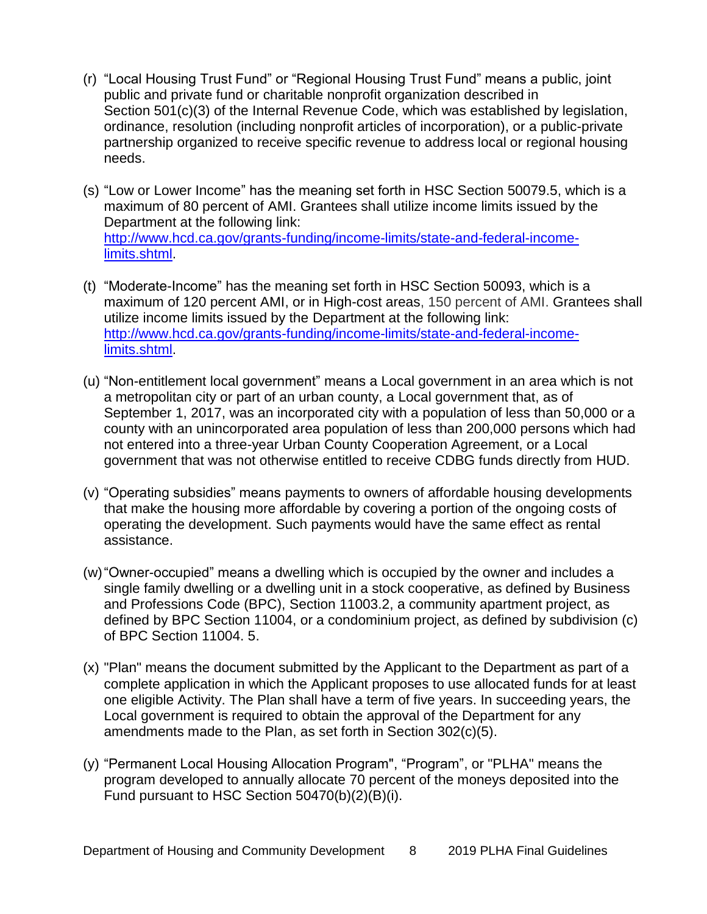(r) "Local Housing Trust Fund" or "Regional Housing Trust Fund" means a public, joint public and private fund or charitable nonprofit organization described in Section 501(c)(3) of the Internal Revenue Code, which was established by legislation, ordinance, resolution (including nonprofit articles of incorporation), or a public-private partnership organized to receive specific revenue to address local or regional housing needs.

(s) "Low or Lower Income" has the meaning set forth in HSC Section 50079.5, which is a maximum of 80 percent of AMI. Grantees shall utilize income limits issued by the Department at the following link: [http://www.hcd.ca.gov/grants-funding/income-limits/state-and-federal-income-limits.shtml](http://www.hcd.ca.gov/grants-funding/income-limits/state-and-federal-income-limits.shtml).

(t) "Moderate-Income" has the meaning set forth in HSC Section 50093, which is a maximum of 120 percent AMI, or in High-cost areas, 150 percent of AMI. Grantees shall utilize income limits issued by the Department at the following link: [http://www.hcd.ca.gov/grants-funding/income-limits/state-and-federal-income-limits.shtml](http://www.hcd.ca.gov/grants-funding/income-limits/state-and-federal-income-limits.shtml).

(u) "Non-entitlement local government" means a Local government in an area which is not a metropolitan city or part of an urban county, a Local government that, as of September 1, 2017, was an incorporated city with a population of less than 50,000 or a county with an unincorporated area population of less than 200,000 persons which had not entered into a three-year Urban County Cooperation Agreement, or a Local government that was not otherwise entitled to receive CDBG funds directly from HUD.

(v) "Operating subsidies" means payments to owners of affordable housing developments that make the housing more affordable by covering a portion of the ongoing costs of operating the development. Such payments would have the same effect as rental assistance.

(w) "Owner-occupied" means a dwelling which is occupied by the owner and includes a single family dwelling or a dwelling unit in a stock cooperative, as defined by Business and Professions Code (BPC), Section 11003.2, a community apartment project, as defined by BPC Section 11004, or a condominium project, as defined by subdivision (c) of BPC Section 11004. 5.

(x) "Plan" means the document submitted by the Applicant to the Department as part of a complete application in which the Applicant proposes to use allocated funds for at least one eligible Activity. The Plan shall have a term of five years. In succeeding years, the Local government is required to obtain the approval of the Department for any amendments made to the Plan, as set forth in Section 302(c)(5).

(y) "Permanent Local Housing Allocation Program", "Program", or "PLHA" means the program developed to annually allocate 70 percent of the moneys deposited into the Fund pursuant to HSC Section 50470(b)(2)(B)(i).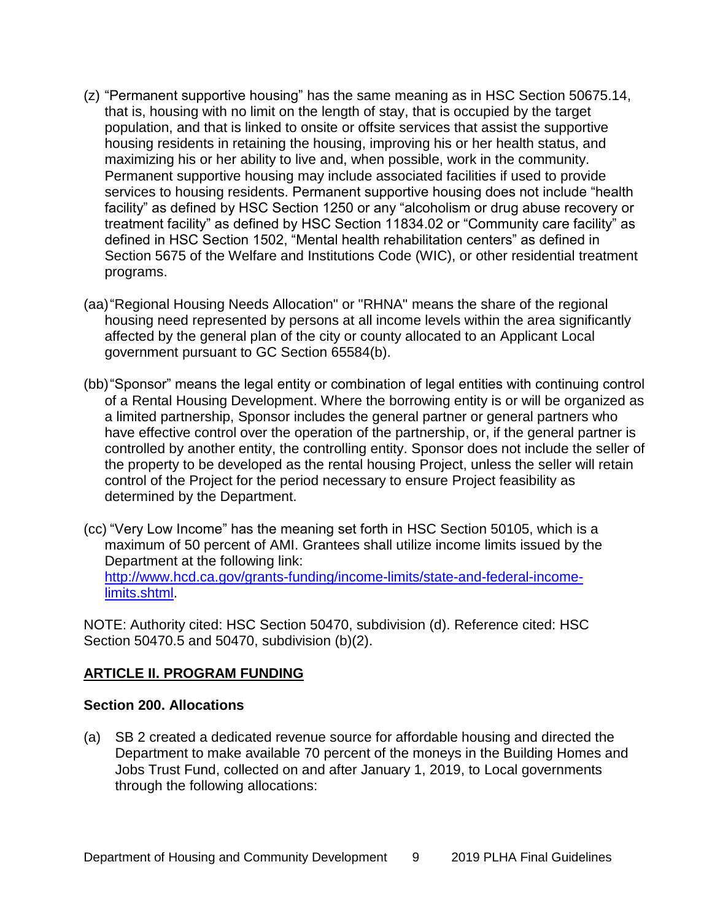(z) "Permanent supportive housing" has the same meaning as in HSC Section 50675.14, that is, housing with no limit on the length of stay, that is occupied by the target population, and that is linked to onsite or offsite services that assist the supportive housing residents in retaining the housing, improving his or her health status, and maximizing his or her ability to live and, when possible, work in the community. Permanent supportive housing may include associated facilities if used to provide services to housing residents. Permanent supportive housing does not include "health facility" as defined by HSC Section 1250 or any "alcoholism or drug abuse recovery or treatment facility" as defined by HSC Section 11834.02 or "Community care facility" as defined in HSC Section 1502, "Mental health rehabilitation centers" as defined in Section 5675 of the Welfare and Institutions Code (WIC), or other residential treatment programs.

(aa) "Regional Housing Needs Allocation" or "RHNA" means the share of the regional housing need represented by persons at all income levels within the area significantly affected by the general plan of the city or county allocated to an Applicant Local government pursuant to GC Section 65584(b).

(bb) "Sponsor" means the legal entity or combination of legal entities with continuing control of a Rental Housing Development. Where the borrowing entity is or will be organized as a limited partnership, Sponsor includes the general partner or general partners who have effective control over the operation of the partnership, or, if the general partner is controlled by another entity, the controlling entity. Sponsor does not include the seller of the property to be developed as the rental housing Project, unless the seller will retain control of the Project for the period necessary to ensure Project feasibility as determined by the Department.

(cc) "Very Low Income" has the meaning set forth in HSC Section 50105, which is a maximum of 50 percent of AMI. Grantees shall utilize income limits issued by the Department at the following link: [http://www.hcd.ca.gov/grants-funding/income-limits/state-and-federal-income-limits.shtml](http://www.hcd.ca.gov/grants-funding/income-limits/state-and-federal-income-limits.shtml).

NOTE: Authority cited: HSC Section 50470, subdivision (d). Reference cited: HSC Section 50470.5 and 50470, subdivision (b)(2).

## ARTICLE II. PROGRAM FUNDING

### Section 200. Allocations

(a) SB 2 created a dedicated revenue source for affordable housing and directed the Department to make available 70 percent of the moneys in the Building Homes and Jobs Trust Fund, collected on and after January 1, 2019, to Local governments through the following allocations: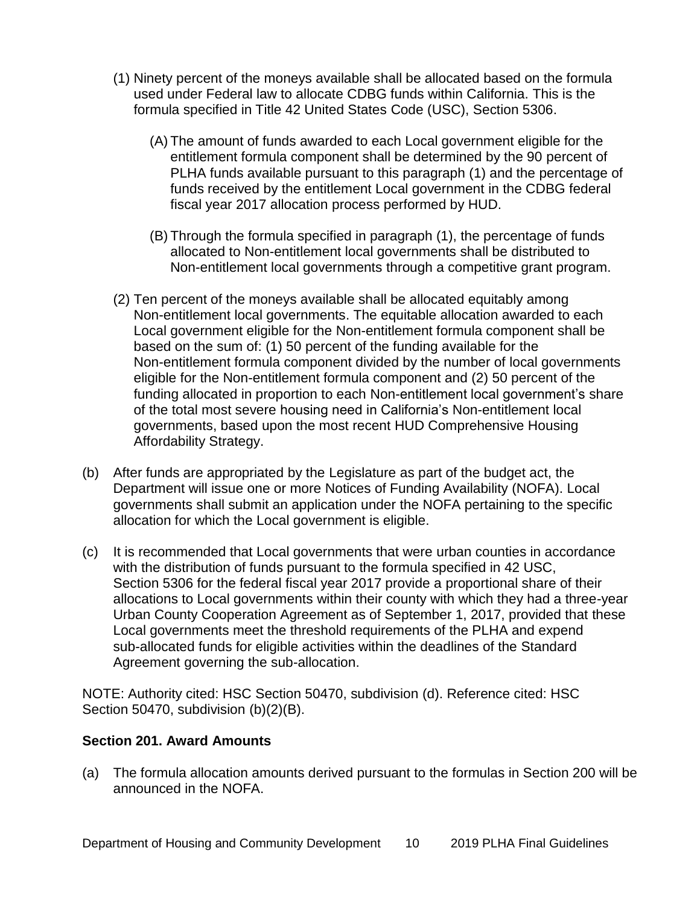(1) Ninety percent of the moneys available shall be allocated based on the formula used under Federal law to allocate CDBG funds within California. This is the formula specified in Title 42 United States Code (USC), Section 5306.

   (A) The amount of funds awarded to each Local government eligible for the entitlement formula component shall be determined by the 90 percent of PLHA funds available pursuant to this paragraph (1) and the percentage of funds received by the entitlement Local government in the CDBG federal fiscal year 2017 allocation process performed by HUD.

   (B) Through the formula specified in paragraph (1), the percentage of funds allocated to Non-entitlement local governments shall be distributed to Non-entitlement local governments through a competitive grant program.

(2) Ten percent of the moneys available shall be allocated equitably among Non-entitlement local governments. The equitable allocation awarded to each Local government eligible for the Non-entitlement formula component shall be based on the sum of: (1) 50 percent of the funding available for the Non-entitlement formula component divided by the number of local governments eligible for the Non-entitlement formula component and (2) 50 percent of the funding allocated in proportion to each Non-entitlement local government's share of the total most severe housing need in California's Non-entitlement local governments, based upon the most recent HUD Comprehensive Housing Affordability Strategy.

(b) After funds are appropriated by the Legislature as part of the budget act, the Department will issue one or more Notices of Funding Availability (NOFA). Local governments shall submit an application under the NOFA pertaining to the specific allocation for which the Local government is eligible.

(c) It is recommended that Local governments that were urban counties in accordance with the distribution of funds pursuant to the formula specified in 42 USC, Section 5306 for the federal fiscal year 2017 provide a proportional share of their allocations to Local governments within their county with which they had a three-year Urban County Cooperation Agreement as of September 1, 2017, provided that these Local governments meet the threshold requirements of the PLHA and expend sub-allocated funds for eligible activities within the deadlines of the Standard Agreement governing the sub-allocation.

NOTE: Authority cited: HSC Section 50470, subdivision (d). Reference cited: HSC Section 50470, subdivision (b)(2)(B).

**Section 201. Award Amounts**

(a) The formula allocation amounts derived pursuant to the formulas in Section 200 will be announced in the NOFA.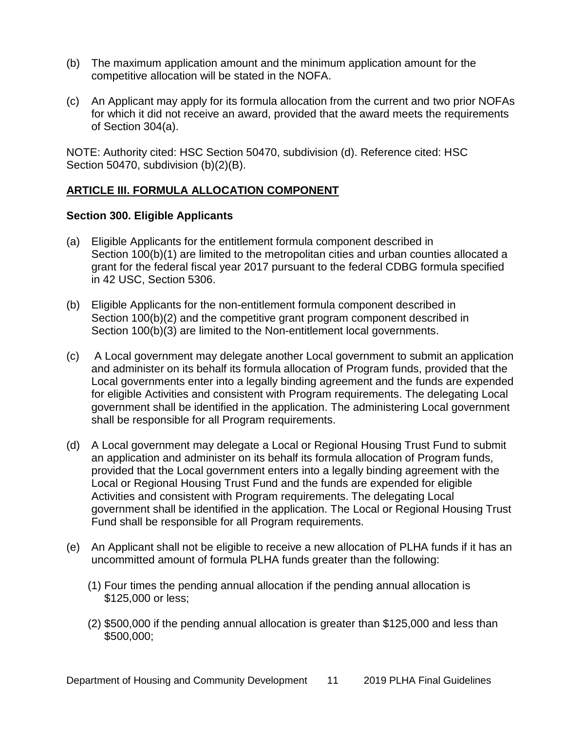(b) The maximum application amount and the minimum application amount for the competitive allocation will be stated in the NOFA.

(c) An Applicant may apply for its formula allocation from the current and two prior NOFAs for which it did not receive an award, provided that the award meets the requirements of Section 304(a).

NOTE: Authority cited: HSC Section 50470, subdivision (d). Reference cited: HSC Section 50470, subdivision (b)(2)(B).

## ARTICLE III. FORMULA ALLOCATION COMPONENT

### Section 300. Eligible Applicants

(a) Eligible Applicants for the entitlement formula component described in Section 100(b)(1) are limited to the metropolitan cities and urban counties allocated a grant for the federal fiscal year 2017 pursuant to the federal CDBG formula specified in 42 USC, Section 5306.

(b) Eligible Applicants for the non-entitlement formula component described in Section 100(b)(2) and the competitive grant program component described in Section 100(b)(3) are limited to the Non-entitlement local governments.

(c) A Local government may delegate another Local government to submit an application and administer on its behalf its formula allocation of Program funds, provided that the Local governments enter into a legally binding agreement and the funds are expended for eligible Activities and consistent with Program requirements. The delegating Local government shall be identified in the application. The administering Local government shall be responsible for all Program requirements.

(d) A Local government may delegate a Local or Regional Housing Trust Fund to submit an application and administer on its behalf its formula allocation of Program funds, provided that the Local government enters into a legally binding agreement with the Local or Regional Housing Trust Fund and the funds are expended for eligible Activities and consistent with Program requirements. The delegating Local government shall be identified in the application. The Local or Regional Housing Trust Fund shall be responsible for all Program requirements.

(e) An Applicant shall not be eligible to receive a new allocation of PLHA funds if it has an uncommitted amount of formula PLHA funds greater than the following:

(1) Four times the pending annual allocation if the pending annual allocation is $125,000 or less;

(2) $500,000 if the pending annual allocation is greater than $125,000 and less than $500,000;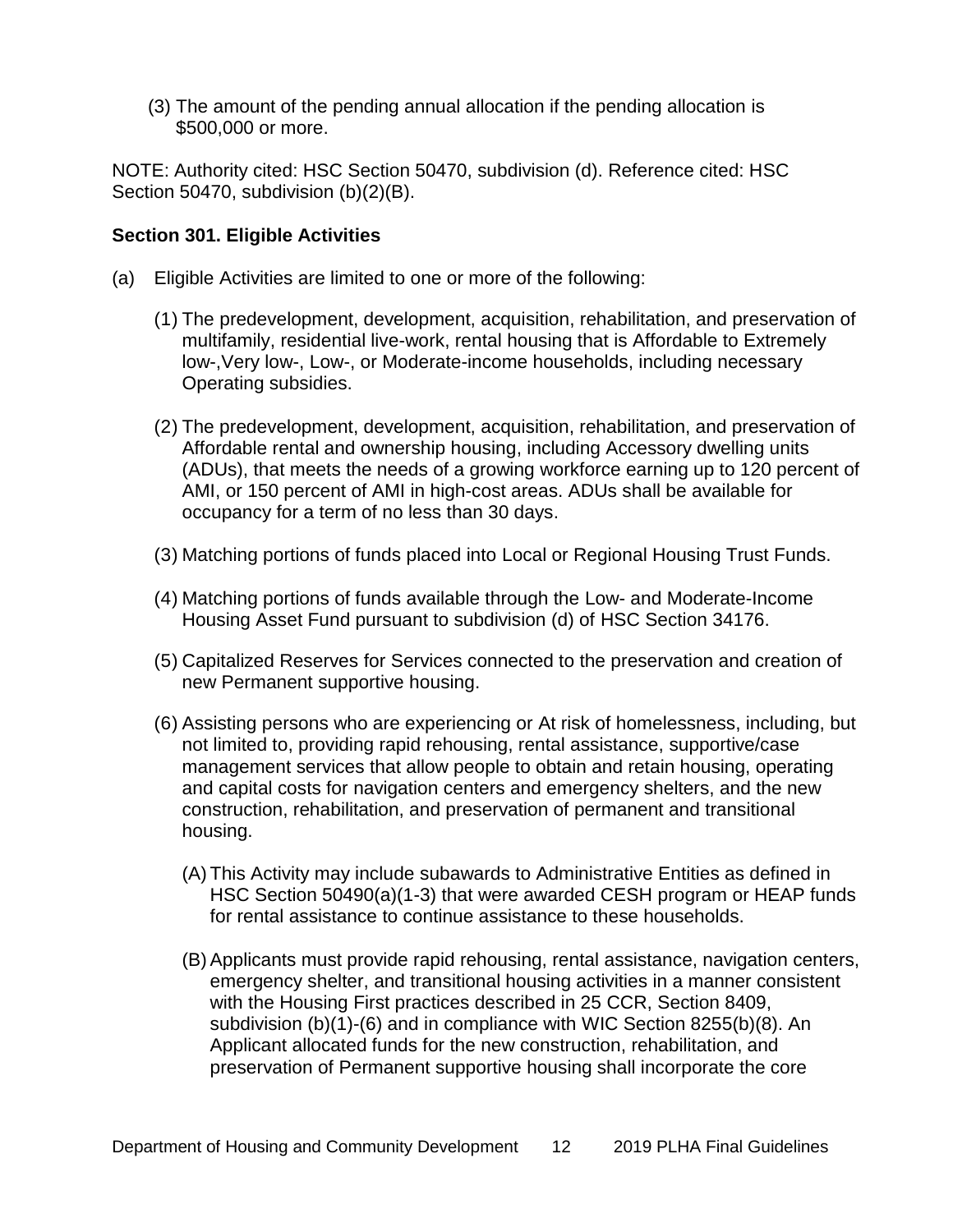(3) The amount of the pending annual allocation if the pending allocation is $500,000 or more.

NOTE: Authority cited: HSC Section 50470, subdivision (d). Reference cited: HSC Section 50470, subdivision (b)(2)(B).

**Section 301. Eligible Activities**

(a) Eligible Activities are limited to one or more of the following:

(1) The predevelopment, development, acquisition, rehabilitation, and preservation of multifamily, residential live-work, rental housing that is Affordable to Extremely low-,Very low-, Low-, or Moderate-income households, including necessary Operating subsidies.

(2) The predevelopment, development, acquisition, rehabilitation, and preservation of Affordable rental and ownership housing, including Accessory dwelling units (ADUs), that meets the needs of a growing workforce earning up to 120 percent of AMI, or 150 percent of AMI in high-cost areas. ADUs shall be available for occupancy for a term of no less than 30 days.

(3) Matching portions of funds placed into Local or Regional Housing Trust Funds.

(4) Matching portions of funds available through the Low- and Moderate-Income Housing Asset Fund pursuant to subdivision (d) of HSC Section 34176.

(5) Capitalized Reserves for Services connected to the preservation and creation of new Permanent supportive housing.

(6) Assisting persons who are experiencing or At risk of homelessness, including, but not limited to, providing rapid rehousing, rental assistance, supportive/case management services that allow people to obtain and retain housing, operating and capital costs for navigation centers and emergency shelters, and the new construction, rehabilitation, and preservation of permanent and transitional housing.

(A) This Activity may include subawards to Administrative Entities as defined in HSC Section 50490(a)(1-3) that were awarded CESH program or HEAP funds for rental assistance to continue assistance to these households.

(B) Applicants must provide rapid rehousing, rental assistance, navigation centers, emergency shelter, and transitional housing activities in a manner consistent with the Housing First practices described in 25 CCR, Section 8409, subdivision (b)(1)-(6) and in compliance with WIC Section 8255(b)(8). An Applicant allocated funds for the new construction, rehabilitation, and preservation of Permanent supportive housing shall incorporate the core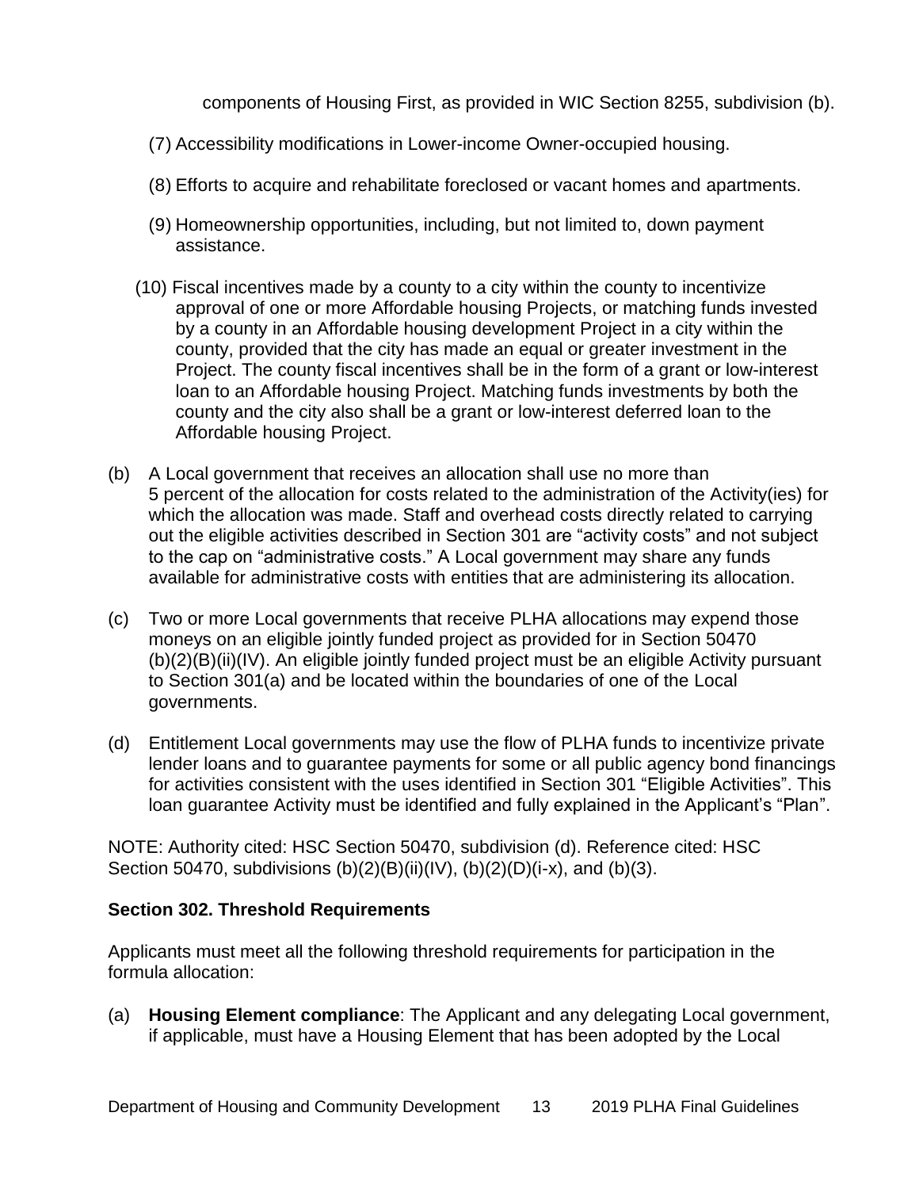components of Housing First, as provided in WIC Section 8255, subdivision (b).

(7) Accessibility modifications in Lower-income Owner-occupied housing.

(8) Efforts to acquire and rehabilitate foreclosed or vacant homes and apartments.

(9) Homeownership opportunities, including, but not limited to, down payment assistance.

(10) Fiscal incentives made by a county to a city within the county to incentivize approval of one or more Affordable housing Projects, or matching funds invested by a county in an Affordable housing development Project in a city within the county, provided that the city has made an equal or greater investment in the Project. The county fiscal incentives shall be in the form of a grant or low-interest loan to an Affordable housing Project. Matching funds investments by both the county and the city also shall be a grant or low-interest deferred loan to the Affordable housing Project.

(b) A Local government that receives an allocation shall use no more than 5 percent of the allocation for costs related to the administration of the Activity(ies) for which the allocation was made. Staff and overhead costs directly related to carrying out the eligible activities described in Section 301 are "activity costs" and not subject to the cap on "administrative costs." A Local government may share any funds available for administrative costs with entities that are administering its allocation.

(c) Two or more Local governments that receive PLHA allocations may expend those moneys on an eligible jointly funded project as provided for in Section 50470 (b)(2)(B)(ii)(IV). An eligible jointly funded project must be an eligible Activity pursuant to Section 301(a) and be located within the boundaries of one of the Local governments.

(d) Entitlement Local governments may use the flow of PLHA funds to incentivize private lender loans and to guarantee payments for some or all public agency bond financings for activities consistent with the uses identified in Section 301 "Eligible Activities". This loan guarantee Activity must be identified and fully explained in the Applicant's "Plan".

NOTE: Authority cited: HSC Section 50470, subdivision (d). Reference cited: HSC Section 50470, subdivisions (b)(2)(B)(ii)(IV), (b)(2)(D)(i-x), and (b)(3).

**Section 302. Threshold Requirements**

Applicants must meet all the following threshold requirements for participation in the formula allocation:

(a) **Housing Element compliance**: The Applicant and any delegating Local government, if applicable, must have a Housing Element that has been adopted by the Local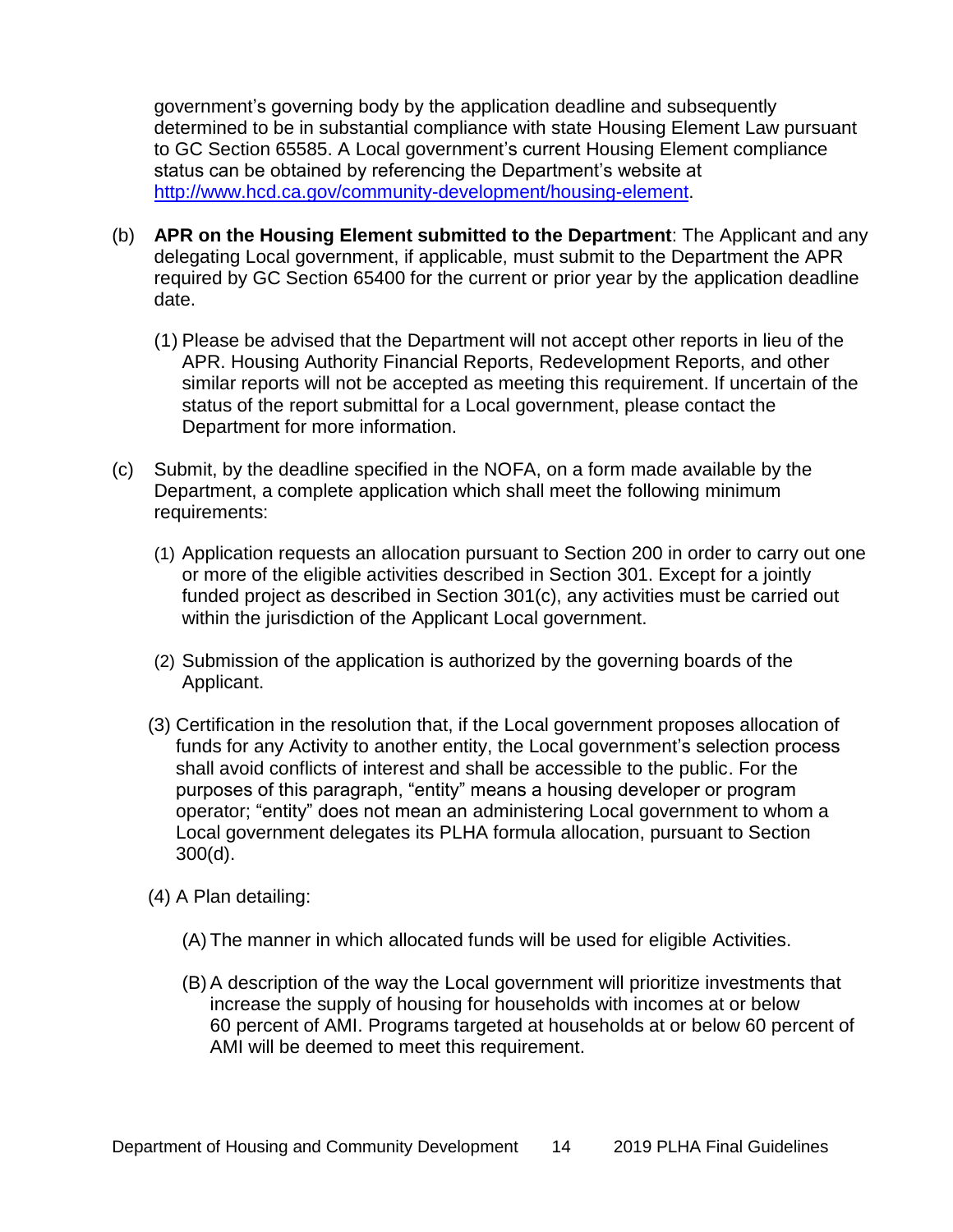government's governing body by the application deadline and subsequently determined to be in substantial compliance with state Housing Element Law pursuant to GC Section 65585. A Local government's current Housing Element compliance status can be obtained by referencing the Department's website at [http://www.hcd.ca.gov/community-development/housing-element](http://www.hcd.ca.gov/community-development/housing-element).

(b) **APR on the Housing Element submitted to the Department**: The Applicant and any delegating Local government, if applicable, must submit to the Department the APR required by GC Section 65400 for the current or prior year by the application deadline date.

(1) Please be advised that the Department will not accept other reports in lieu of the APR. Housing Authority Financial Reports, Redevelopment Reports, and other similar reports will not be accepted as meeting this requirement. If uncertain of the status of the report submittal for a Local government, please contact the Department for more information.

(c) Submit, by the deadline specified in the NOFA, on a form made available by the Department, a complete application which shall meet the following minimum requirements:

(1) Application requests an allocation pursuant to Section 200 in order to carry out one or more of the eligible activities described in Section 301. Except for a jointly funded project as described in Section 301(c), any activities must be carried out within the jurisdiction of the Applicant Local government.

(2) Submission of the application is authorized by the governing boards of the Applicant.

(3) Certification in the resolution that, if the Local government proposes allocation of funds for any Activity to another entity, the Local government's selection process shall avoid conflicts of interest and shall be accessible to the public. For the purposes of this paragraph, "entity" means a housing developer or program operator; "entity" does not mean an administering Local government to whom a Local government delegates its PLHA formula allocation, pursuant to Section 300(d).

(4) A Plan detailing:

(A) The manner in which allocated funds will be used for eligible Activities.

(B) A description of the way the Local government will prioritize investments that increase the supply of housing for households with incomes at or below 60 percent of AMI. Programs targeted at households at or below 60 percent of AMI will be deemed to meet this requirement.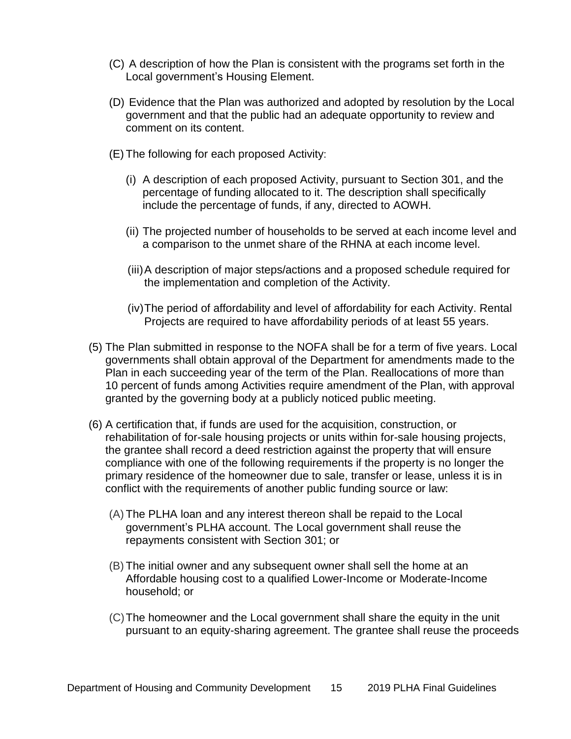(C) A description of how the Plan is consistent with the programs set forth in the Local government's Housing Element.

(D) Evidence that the Plan was authorized and adopted by resolution by the Local government and that the public had an adequate opportunity to review and comment on its content.

(E) The following for each proposed Activity:

(i) A description of each proposed Activity, pursuant to Section 301, and the percentage of funding allocated to it. The description shall specifically include the percentage of funds, if any, directed to AOWH.

(ii) The projected number of households to be served at each income level and a comparison to the unmet share of the RHNA at each income level.

(iii) A description of major steps/actions and a proposed schedule required for the implementation and completion of the Activity.

(iv) The period of affordability and level of affordability for each Activity. Rental Projects are required to have affordability periods of at least 55 years.

(5) The Plan submitted in response to the NOFA shall be for a term of five years. Local governments shall obtain approval of the Department for amendments made to the Plan in each succeeding year of the term of the Plan. Reallocations of more than 10 percent of funds among Activities require amendment of the Plan, with approval granted by the governing body at a publicly noticed public meeting.

(6) A certification that, if funds are used for the acquisition, construction, or rehabilitation of for-sale housing projects or units within for-sale housing projects, the grantee shall record a deed restriction against the property that will ensure compliance with one of the following requirements if the property is no longer the primary residence of the homeowner due to sale, transfer or lease, unless it is in conflict with the requirements of another public funding source or law:

(A) The PLHA loan and any interest thereon shall be repaid to the Local government's PLHA account. The Local government shall reuse the repayments consistent with Section 301; or

(B) The initial owner and any subsequent owner shall sell the home at an Affordable housing cost to a qualified Lower-Income or Moderate-Income household; or

(C) The homeowner and the Local government shall share the equity in the unit pursuant to an equity-sharing agreement. The grantee shall reuse the proceeds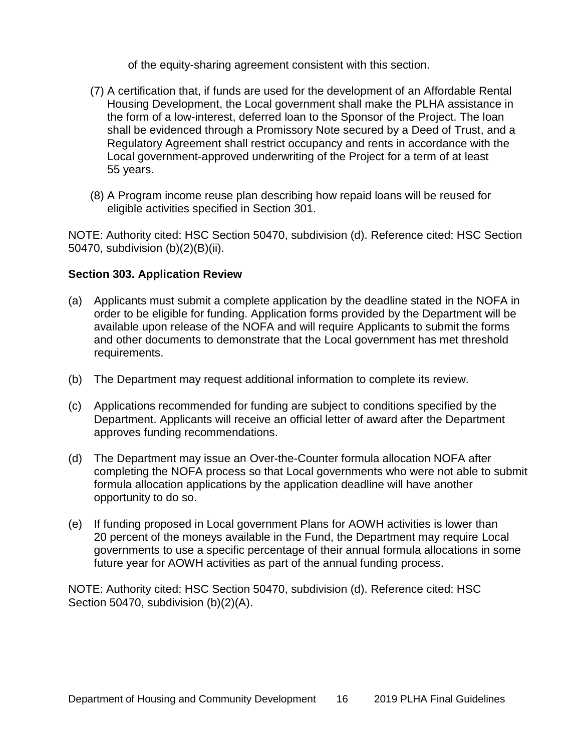of the equity-sharing agreement consistent with this section.

(7) A certification that, if funds are used for the development of an Affordable Rental Housing Development, the Local government shall make the PLHA assistance in the form of a low-interest, deferred loan to the Sponsor of the Project. The loan shall be evidenced through a Promissory Note secured by a Deed of Trust, and a Regulatory Agreement shall restrict occupancy and rents in accordance with the Local government-approved underwriting of the Project for a term of at least 55 years.

(8) A Program income reuse plan describing how repaid loans will be reused for eligible activities specified in Section 301.

NOTE: Authority cited: HSC Section 50470, subdivision (d). Reference cited: HSC Section 50470, subdivision (b)(2)(B)(ii).

**Section 303. Application Review**

(a) Applicants must submit a complete application by the deadline stated in the NOFA in order to be eligible for funding. Application forms provided by the Department will be available upon release of the NOFA and will require Applicants to submit the forms and other documents to demonstrate that the Local government has met threshold requirements.

(b) The Department may request additional information to complete its review.

(c) Applications recommended for funding are subject to conditions specified by the Department. Applicants will receive an official letter of award after the Department approves funding recommendations.

(d) The Department may issue an Over-the-Counter formula allocation NOFA after completing the NOFA process so that Local governments who were not able to submit formula allocation applications by the application deadline will have another opportunity to do so.

(e) If funding proposed in Local government Plans for AOWH activities is lower than 20 percent of the moneys available in the Fund, the Department may require Local governments to use a specific percentage of their annual formula allocations in some future year for AOWH activities as part of the annual funding process.

NOTE: Authority cited: HSC Section 50470, subdivision (d). Reference cited: HSC Section 50470, subdivision (b)(2)(A).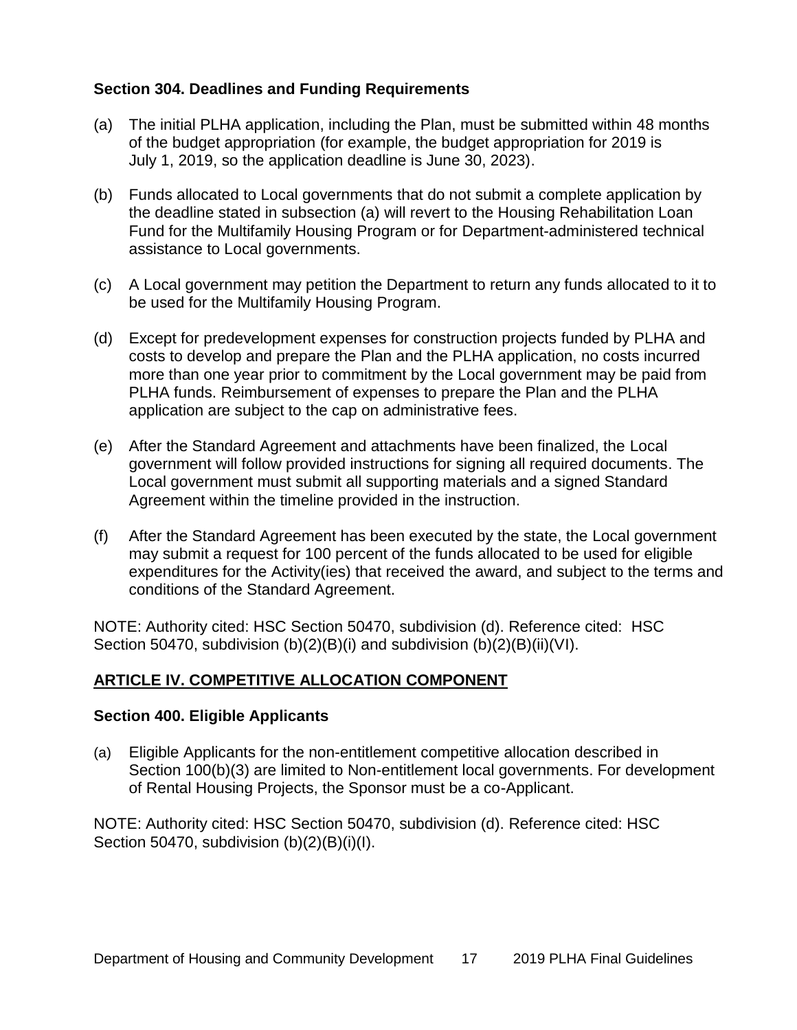### Section 304. Deadlines and Funding Requirements

(a) The initial PLHA application, including the Plan, must be submitted within 48 months of the budget appropriation (for example, the budget appropriation for 2019 is July 1, 2019, so the application deadline is June 30, 2023).

(b) Funds allocated to Local governments that do not submit a complete application by the deadline stated in subsection (a) will revert to the Housing Rehabilitation Loan Fund for the Multifamily Housing Program or for Department-administered technical assistance to Local governments.

(c) A Local government may petition the Department to return any funds allocated to it to be used for the Multifamily Housing Program.

(d) Except for predevelopment expenses for construction projects funded by PLHA and costs to develop and prepare the Plan and the PLHA application, no costs incurred more than one year prior to commitment by the Local government may be paid from PLHA funds. Reimbursement of expenses to prepare the Plan and the PLHA application are subject to the cap on administrative fees.

(e) After the Standard Agreement and attachments have been finalized, the Local government will follow provided instructions for signing all required documents. The Local government must submit all supporting materials and a signed Standard Agreement within the timeline provided in the instruction.

(f) After the Standard Agreement has been executed by the state, the Local government may submit a request for 100 percent of the funds allocated to be used for eligible expenditures for the Activity(ies) that received the award, and subject to the terms and conditions of the Standard Agreement.

NOTE: Authority cited: HSC Section 50470, subdivision (d). Reference cited: HSC Section 50470, subdivision (b)(2)(B)(i) and subdivision (b)(2)(B)(ii)(VI).

## ARTICLE IV. COMPETITIVE ALLOCATION COMPONENT

### Section 400. Eligible Applicants

(a) Eligible Applicants for the non-entitlement competitive allocation described in Section 100(b)(3) are limited to Non-entitlement local governments. For development of Rental Housing Projects, the Sponsor must be a co-Applicant.

NOTE: Authority cited: HSC Section 50470, subdivision (d). Reference cited: HSC Section 50470, subdivision (b)(2)(B)(i)(I).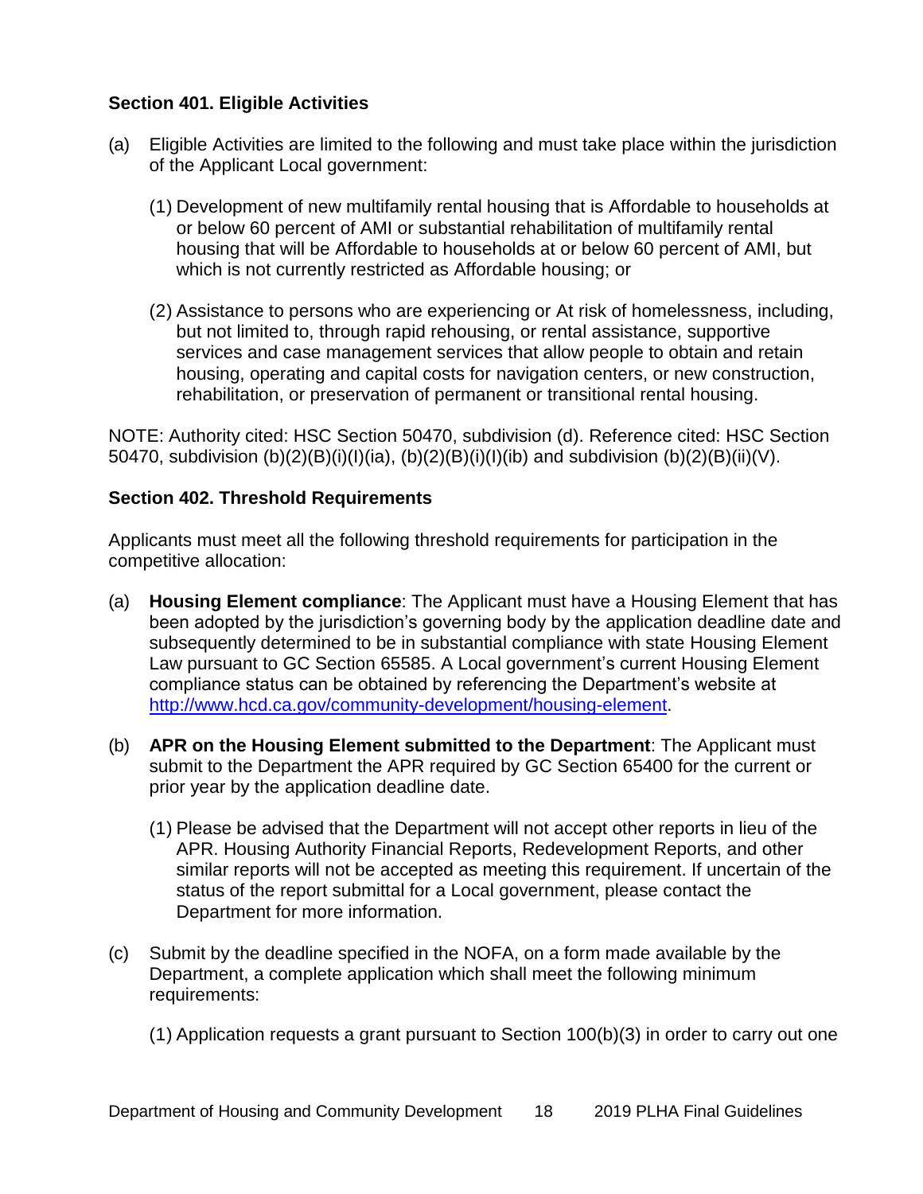### Section 401. Eligible Activities

(a) Eligible Activities are limited to the following and must take place within the jurisdiction of the Applicant Local government:

   (1) Development of new multifamily rental housing that is Affordable to households at or below 60 percent of AMI or substantial rehabilitation of multifamily rental housing that will be Affordable to households at or below 60 percent of AMI, but which is not currently restricted as Affordable housing; or

   (2) Assistance to persons who are experiencing or At risk of homelessness, including, but not limited to, through rapid rehousing, or rental assistance, supportive services and case management services that allow people to obtain and retain housing, operating and capital costs for navigation centers, or new construction, rehabilitation, or preservation of permanent or transitional rental housing.

NOTE: Authority cited: HSC Section 50470, subdivision (d). Reference cited: HSC Section 50470, subdivision (b)(2)(B)(i)(I)(ia), (b)(2)(B)(i)(I)(ib) and subdivision (b)(2)(B)(ii)(V).

### Section 402. Threshold Requirements

Applicants must meet all the following threshold requirements for participation in the competitive allocation:

(a) **Housing Element compliance**: The Applicant must have a Housing Element that has been adopted by the jurisdiction's governing body by the application deadline date and subsequently determined to be in substantial compliance with state Housing Element Law pursuant to GC Section 65585. A Local government's current Housing Element compliance status can be obtained by referencing the Department's website at [http://www.hcd.ca.gov/community-development/housing-element](http://www.hcd.ca.gov/community-development/housing-element).

(b) **APR on the Housing Element submitted to the Department**: The Applicant must submit to the Department the APR required by GC Section 65400 for the current or prior year by the application deadline date.

   (1) Please be advised that the Department will not accept other reports in lieu of the APR. Housing Authority Financial Reports, Redevelopment Reports, and other similar reports will not be accepted as meeting this requirement. If uncertain of the status of the report submittal for a Local government, please contact the Department for more information.

(c) Submit by the deadline specified in the NOFA, on a form made available by the Department, a complete application which shall meet the following minimum requirements:

   (1) Application requests a grant pursuant to Section 100(b)(3) in order to carry out one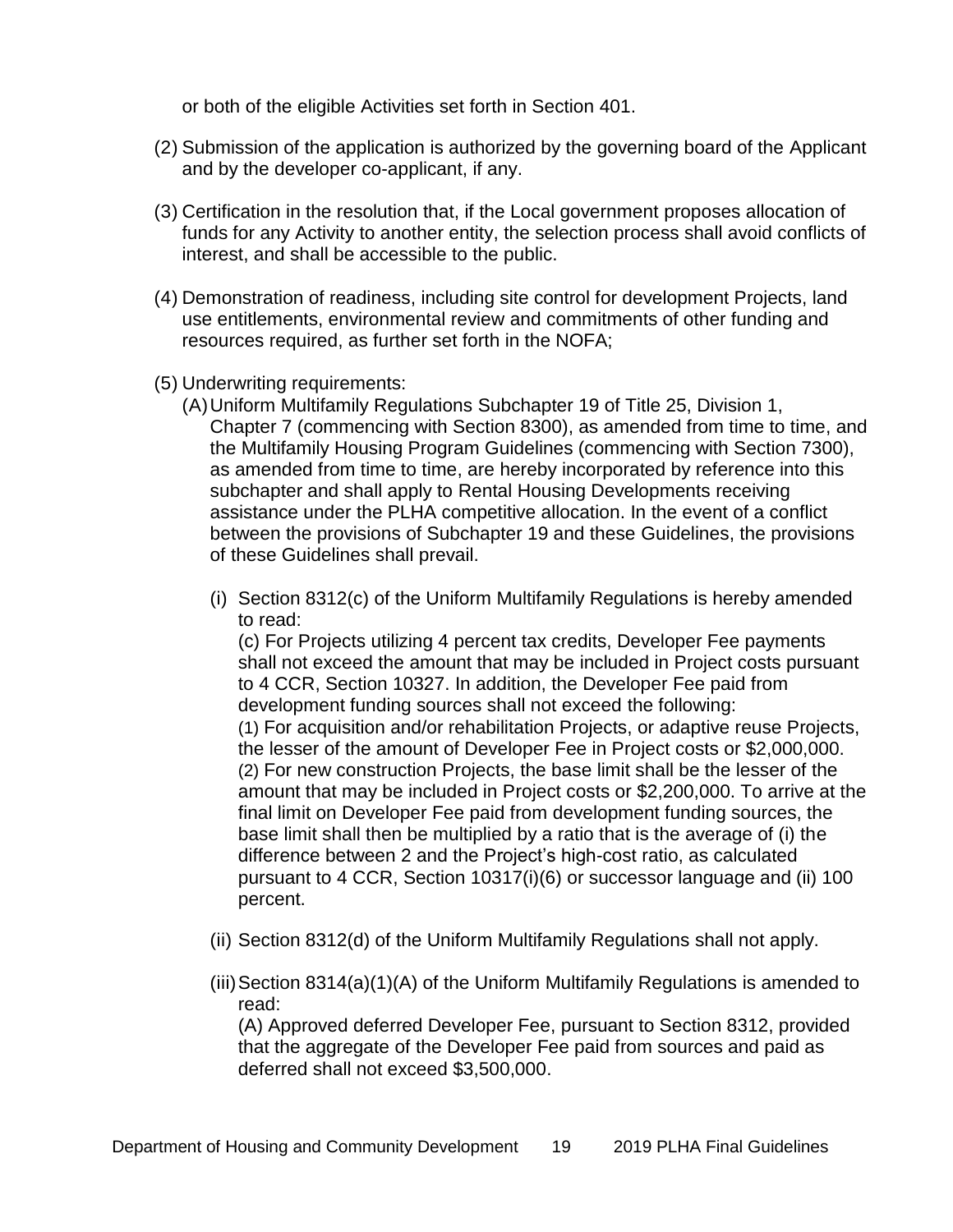or both of the eligible Activities set forth in Section 401.

(2) Submission of the application is authorized by the governing board of the Applicant and by the developer co-applicant, if any.

(3) Certification in the resolution that, if the Local government proposes allocation of funds for any Activity to another entity, the selection process shall avoid conflicts of interest, and shall be accessible to the public.

(4) Demonstration of readiness, including site control for development Projects, land use entitlements, environmental review and commitments of other funding and resources required, as further set forth in the NOFA;

(5) Underwriting requirements:

(A) Uniform Multifamily Regulations Subchapter 19 of Title 25, Division 1, Chapter 7 (commencing with Section 8300), as amended from time to time, and the Multifamily Housing Program Guidelines (commencing with Section 7300), as amended from time to time, are hereby incorporated by reference into this subchapter and shall apply to Rental Housing Developments receiving assistance under the PLHA competitive allocation. In the event of a conflict between the provisions of Subchapter 19 and these Guidelines, the provisions of these Guidelines shall prevail.

(i) Section 8312(c) of the Uniform Multifamily Regulations is hereby amended to read:
(c) For Projects utilizing 4 percent tax credits, Developer Fee payments shall not exceed the amount that may be included in Project costs pursuant to 4 CCR, Section 10327. In addition, the Developer Fee paid from development funding sources shall not exceed the following:
(1) For acquisition and/or rehabilitation Projects, or adaptive reuse Projects, the lesser of the amount of Developer Fee in Project costs or $2,000,000.
(2) For new construction Projects, the base limit shall be the lesser of the amount that may be included in Project costs or $2,200,000. To arrive at the final limit on Developer Fee paid from development funding sources, the base limit shall then be multiplied by a ratio that is the average of (i) the difference between 2 and the Project's high-cost ratio, as calculated pursuant to 4 CCR, Section 10317(i)(6) or successor language and (ii) 100 percent.

(ii) Section 8312(d) of the Uniform Multifamily Regulations shall not apply.

(iii) Section 8314(a)(1)(A) of the Uniform Multifamily Regulations is amended to read:
(A) Approved deferred Developer Fee, pursuant to Section 8312, provided that the aggregate of the Developer Fee paid from sources and paid as deferred shall not exceed $3,500,000.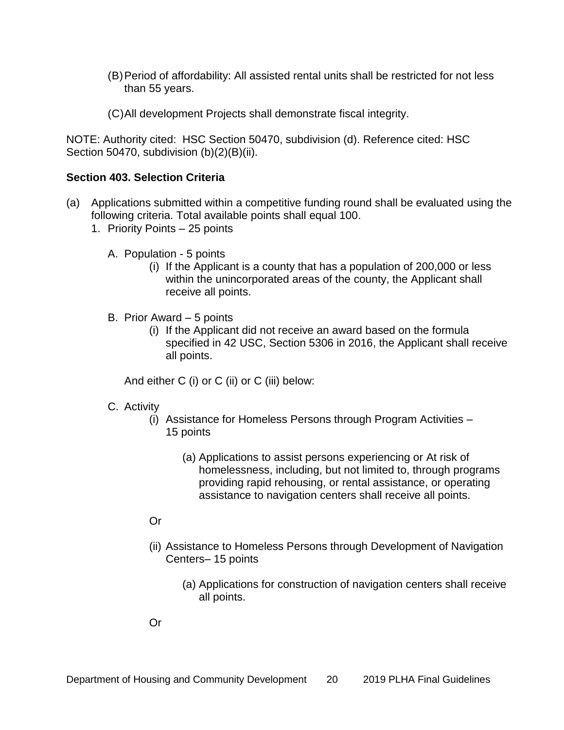(B) Period of affordability: All assisted rental units shall be restricted for not less than 55 years.

(C) All development Projects shall demonstrate fiscal integrity.

NOTE: Authority cited: HSC Section 50470, subdivision (d). Reference cited: HSC Section 50470, subdivision (b)(2)(B)(ii).

**Section 403. Selection Criteria**

(a) Applications submitted within a competitive funding round shall be evaluated using the following criteria. Total available points shall equal 100.

1. Priority Points – 25 points

   A. Population - 5 points

      (i) If the Applicant is a county that has a population of 200,000 or less within the unincorporated areas of the county, the Applicant shall receive all points.

   B. Prior Award – 5 points

      (i) If the Applicant did not receive an award based on the formula specified in 42 USC, Section 5306 in 2016, the Applicant shall receive all points.

   And either C (i) or C (ii) or C (iii) below:

   C. Activity

      (i) Assistance for Homeless Persons through Program Activities – 15 points

         (a) Applications to assist persons experiencing or At risk of homelessness, including, but not limited to, through programs providing rapid rehousing, or rental assistance, or operating assistance to navigation centers shall receive all points.

      Or

      (ii) Assistance to Homeless Persons through Development of Navigation Centers– 15 points

         (a) Applications for construction of navigation centers shall receive all points.

      Or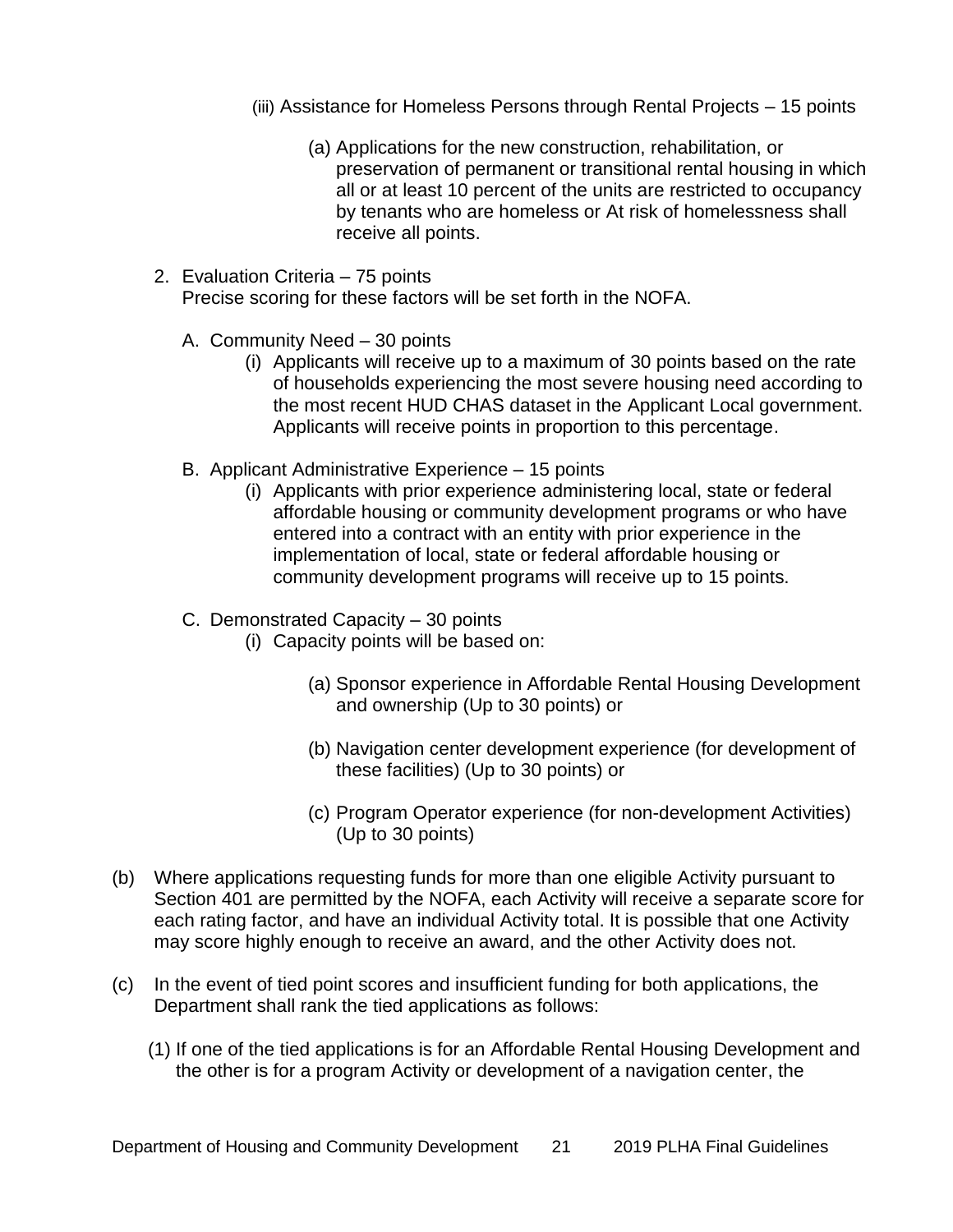(iii) Assistance for Homeless Persons through Rental Projects – 15 points

(a) Applications for the new construction, rehabilitation, or preservation of permanent or transitional rental housing in which all or at least 10 percent of the units are restricted to occupancy by tenants who are homeless or At risk of homelessness shall receive all points.

2. Evaluation Criteria – 75 points
   Precise scoring for these factors will be set forth in the NOFA.

   A. Community Need – 30 points

      (i) Applicants will receive up to a maximum of 30 points based on the rate of households experiencing the most severe housing need according to the most recent HUD CHAS dataset in the Applicant Local government. Applicants will receive points in proportion to this percentage.

   B. Applicant Administrative Experience – 15 points

      (i) Applicants with prior experience administering local, state or federal affordable housing or community development programs or who have entered into a contract with an entity with prior experience in the implementation of local, state or federal affordable housing or community development programs will receive up to 15 points.

   C. Demonstrated Capacity – 30 points

      (i) Capacity points will be based on:

         (a) Sponsor experience in Affordable Rental Housing Development and ownership (Up to 30 points) or

         (b) Navigation center development experience (for development of these facilities) (Up to 30 points) or

         (c) Program Operator experience (for non-development Activities) (Up to 30 points)

(b) Where applications requesting funds for more than one eligible Activity pursuant to Section 401 are permitted by the NOFA, each Activity will receive a separate score for each rating factor, and have an individual Activity total. It is possible that one Activity may score highly enough to receive an award, and the other Activity does not.

(c) In the event of tied point scores and insufficient funding for both applications, the Department shall rank the tied applications as follows:

   (1) If one of the tied applications is for an Affordable Rental Housing Development and the other is for a program Activity or development of a navigation center, the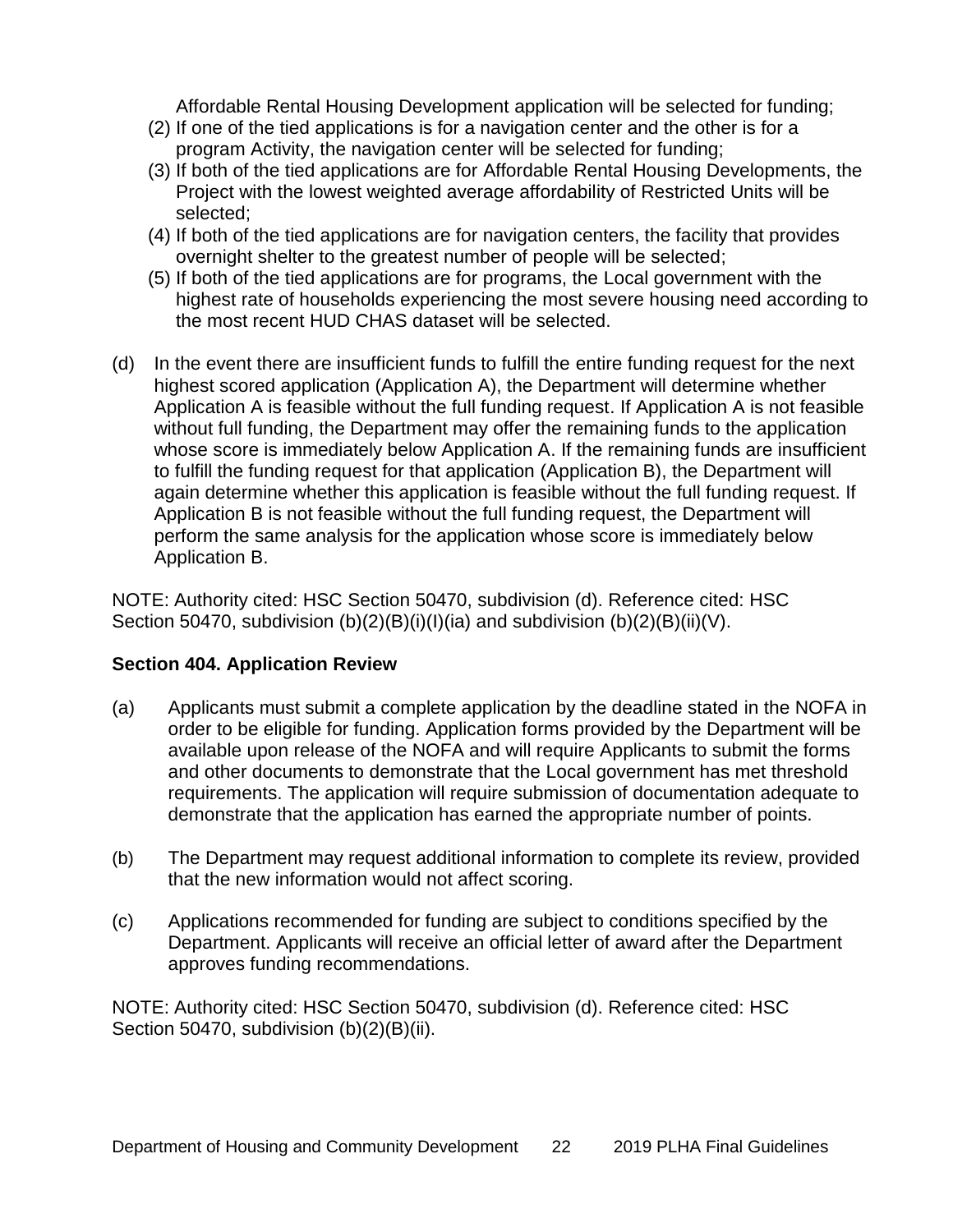Affordable Rental Housing Development application will be selected for funding;

(2) If one of the tied applications is for a navigation center and the other is for a program Activity, the navigation center will be selected for funding;

(3) If both of the tied applications are for Affordable Rental Housing Developments, the Project with the lowest weighted average affordability of Restricted Units will be selected;

(4) If both of the tied applications are for navigation centers, the facility that provides overnight shelter to the greatest number of people will be selected;

(5) If both of the tied applications are for programs, the Local government with the highest rate of households experiencing the most severe housing need according to the most recent HUD CHAS dataset will be selected.

(d) In the event there are insufficient funds to fulfill the entire funding request for the next highest scored application (Application A), the Department will determine whether Application A is feasible without the full funding request. If Application A is not feasible without full funding, the Department may offer the remaining funds to the application whose score is immediately below Application A. If the remaining funds are insufficient to fulfill the funding request for that application (Application B), the Department will again determine whether this application is feasible without the full funding request. If Application B is not feasible without the full funding request, the Department will perform the same analysis for the application whose score is immediately below Application B.

NOTE: Authority cited: HSC Section 50470, subdivision (d). Reference cited: HSC Section 50470, subdivision (b)(2)(B)(i)(I)(ia) and subdivision (b)(2)(B)(ii)(V).

**Section 404. Application Review**

(a) Applicants must submit a complete application by the deadline stated in the NOFA in order to be eligible for funding. Application forms provided by the Department will be available upon release of the NOFA and will require Applicants to submit the forms and other documents to demonstrate that the Local government has met threshold requirements. The application will require submission of documentation adequate to demonstrate that the application has earned the appropriate number of points.

(b) The Department may request additional information to complete its review, provided that the new information would not affect scoring.

(c) Applications recommended for funding are subject to conditions specified by the Department. Applicants will receive an official letter of award after the Department approves funding recommendations.

NOTE: Authority cited: HSC Section 50470, subdivision (d). Reference cited: HSC Section 50470, subdivision (b)(2)(B)(ii).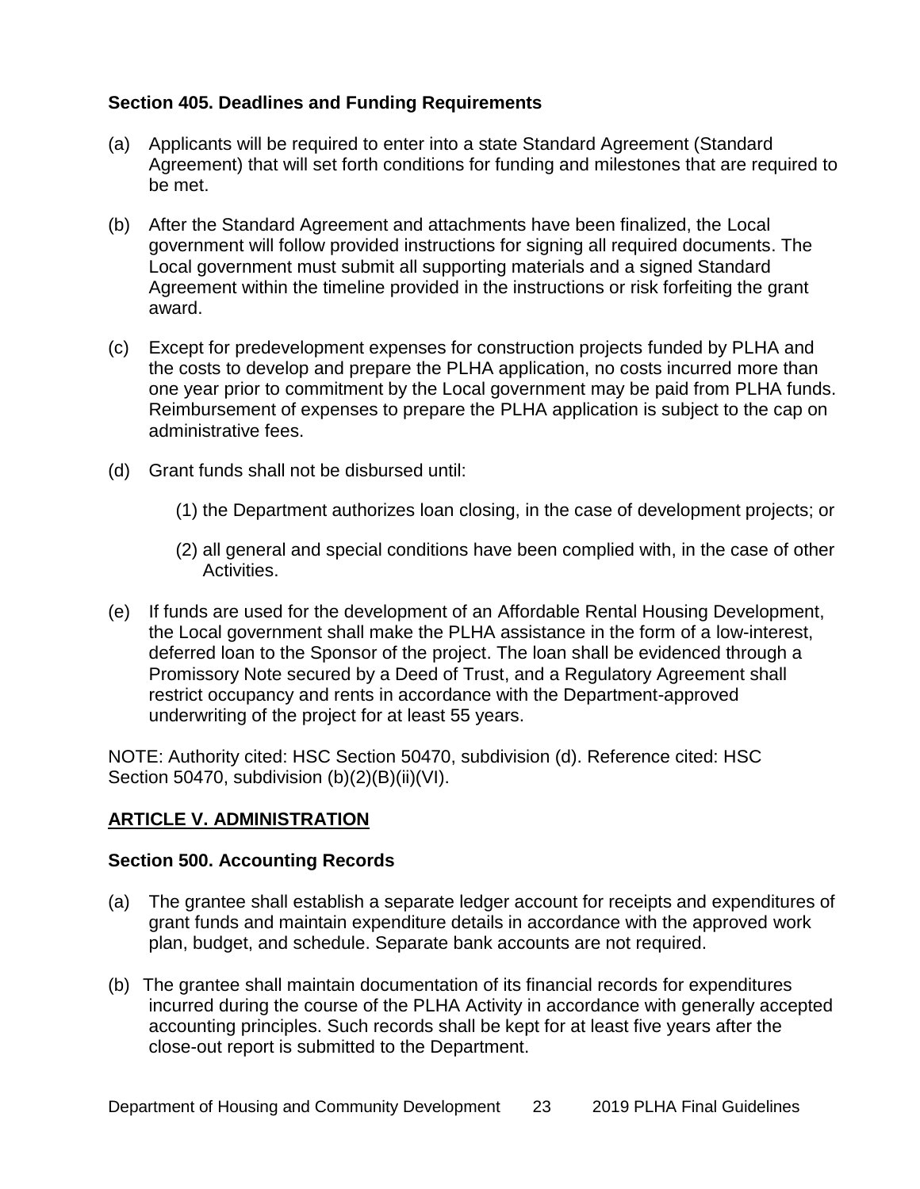### Section 405. Deadlines and Funding Requirements

(a) Applicants will be required to enter into a state Standard Agreement (Standard Agreement) that will set forth conditions for funding and milestones that are required to be met.

(b) After the Standard Agreement and attachments have been finalized, the Local government will follow provided instructions for signing all required documents. The Local government must submit all supporting materials and a signed Standard Agreement within the timeline provided in the instructions or risk forfeiting the grant award.

(c) Except for predevelopment expenses for construction projects funded by PLHA and the costs to develop and prepare the PLHA application, no costs incurred more than one year prior to commitment by the Local government may be paid from PLHA funds. Reimbursement of expenses to prepare the PLHA application is subject to the cap on administrative fees.

(d) Grant funds shall not be disbursed until:

(1) the Department authorizes loan closing, in the case of development projects; or

(2) all general and special conditions have been complied with, in the case of other Activities.

(e) If funds are used for the development of an Affordable Rental Housing Development, the Local government shall make the PLHA assistance in the form of a low-interest, deferred loan to the Sponsor of the project. The loan shall be evidenced through a Promissory Note secured by a Deed of Trust, and a Regulatory Agreement shall restrict occupancy and rents in accordance with the Department-approved underwriting of the project for at least 55 years.

NOTE: Authority cited: HSC Section 50470, subdivision (d). Reference cited: HSC Section 50470, subdivision (b)(2)(B)(ii)(VI).

## ARTICLE V. ADMINISTRATION

### Section 500. Accounting Records

(a) The grantee shall establish a separate ledger account for receipts and expenditures of grant funds and maintain expenditure details in accordance with the approved work plan, budget, and schedule. Separate bank accounts are not required.

(b) The grantee shall maintain documentation of its financial records for expenditures incurred during the course of the PLHA Activity in accordance with generally accepted accounting principles. Such records shall be kept for at least five years after the close-out report is submitted to the Department.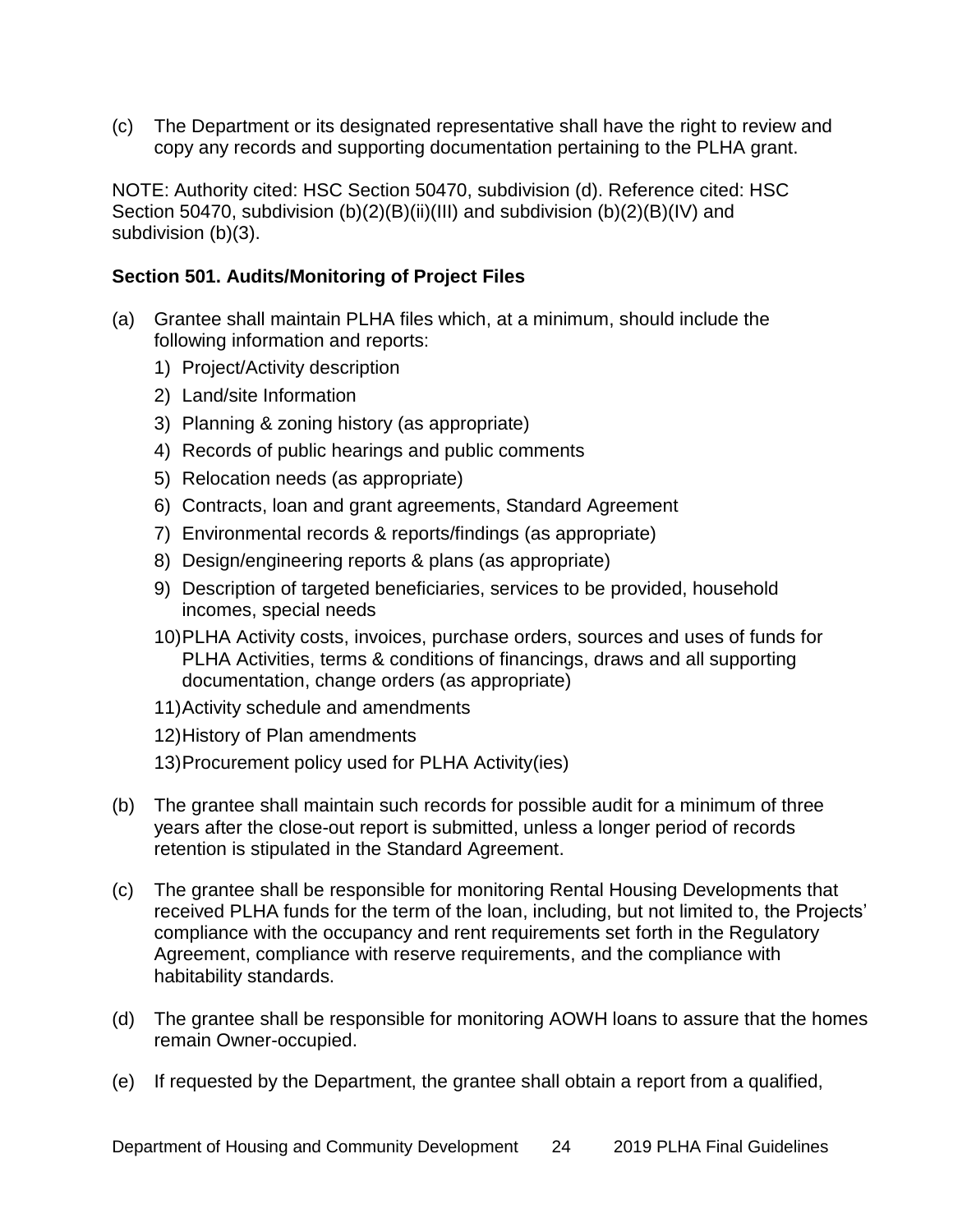(c) The Department or its designated representative shall have the right to review and copy any records and supporting documentation pertaining to the PLHA grant.

NOTE: Authority cited: HSC Section 50470, subdivision (d). Reference cited: HSC Section 50470, subdivision (b)(2)(B)(ii)(III) and subdivision (b)(2)(B)(IV) and subdivision (b)(3).

**Section 501. Audits/Monitoring of Project Files**

(a) Grantee shall maintain PLHA files which, at a minimum, should include the following information and reports:

1) Project/Activity description
2) Land/site Information
3) Planning & zoning history (as appropriate)
4) Records of public hearings and public comments
5) Relocation needs (as appropriate)
6) Contracts, loan and grant agreements, Standard Agreement
7) Environmental records & reports/findings (as appropriate)
8) Design/engineering reports & plans (as appropriate)
9) Description of targeted beneficiaries, services to be provided, household incomes, special needs
10) PLHA Activity costs, invoices, purchase orders, sources and uses of funds for PLHA Activities, terms & conditions of financings, draws and all supporting documentation, change orders (as appropriate)
11) Activity schedule and amendments
12) History of Plan amendments
13) Procurement policy used for PLHA Activity(ies)

(b) The grantee shall maintain such records for possible audit for a minimum of three years after the close-out report is submitted, unless a longer period of records retention is stipulated in the Standard Agreement.

(c) The grantee shall be responsible for monitoring Rental Housing Developments that received PLHA funds for the term of the loan, including, but not limited to, the Projects' compliance with the occupancy and rent requirements set forth in the Regulatory Agreement, compliance with reserve requirements, and the compliance with habitability standards.

(d) The grantee shall be responsible for monitoring AOWH loans to assure that the homes remain Owner-occupied.

(e) If requested by the Department, the grantee shall obtain a report from a qualified,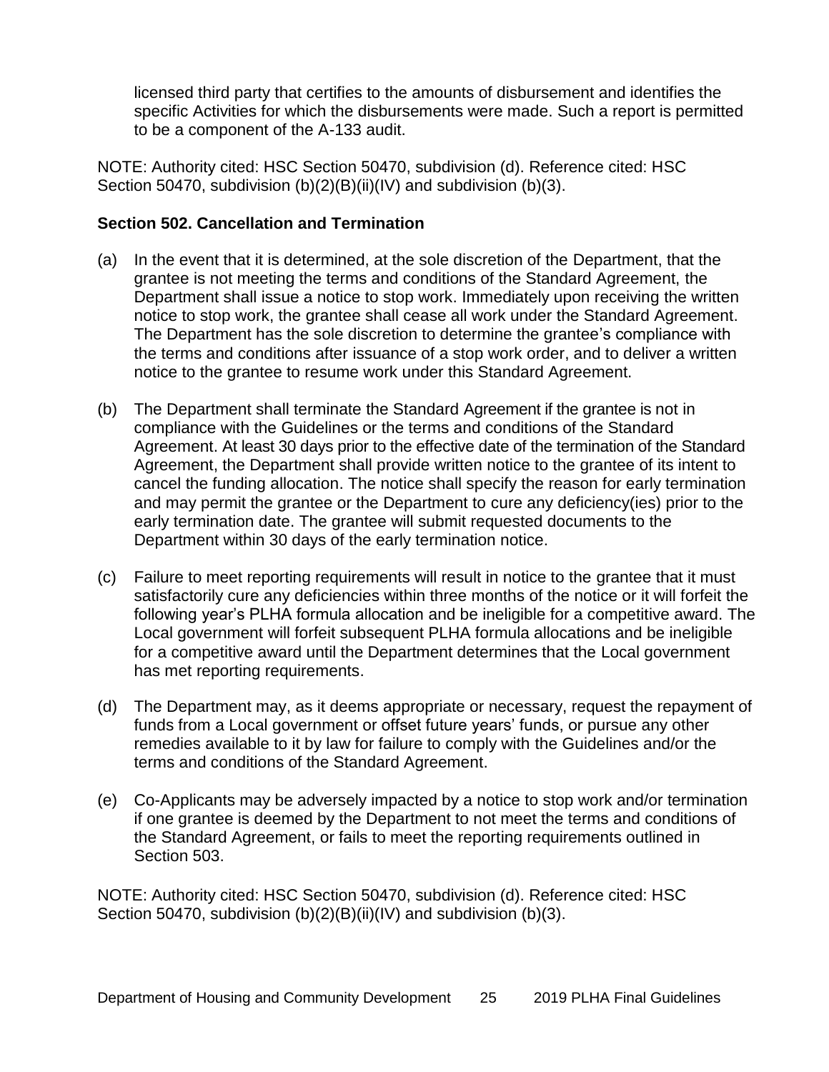licensed third party that certifies to the amounts of disbursement and identifies the specific Activities for which the disbursements were made. Such a report is permitted to be a component of the A-133 audit.

NOTE: Authority cited: HSC Section 50470, subdivision (d). Reference cited: HSC Section 50470, subdivision (b)(2)(B)(ii)(IV) and subdivision (b)(3).

**Section 502. Cancellation and Termination**

(a) In the event that it is determined, at the sole discretion of the Department, that the grantee is not meeting the terms and conditions of the Standard Agreement, the Department shall issue a notice to stop work. Immediately upon receiving the written notice to stop work, the grantee shall cease all work under the Standard Agreement. The Department has the sole discretion to determine the grantee's compliance with the terms and conditions after issuance of a stop work order, and to deliver a written notice to the grantee to resume work under this Standard Agreement.

(b) The Department shall terminate the Standard Agreement if the grantee is not in compliance with the Guidelines or the terms and conditions of the Standard Agreement. At least 30 days prior to the effective date of the termination of the Standard Agreement, the Department shall provide written notice to the grantee of its intent to cancel the funding allocation. The notice shall specify the reason for early termination and may permit the grantee or the Department to cure any deficiency(ies) prior to the early termination date. The grantee will submit requested documents to the Department within 30 days of the early termination notice.

(c) Failure to meet reporting requirements will result in notice to the grantee that it must satisfactorily cure any deficiencies within three months of the notice or it will forfeit the following year's PLHA formula allocation and be ineligible for a competitive award. The Local government will forfeit subsequent PLHA formula allocations and be ineligible for a competitive award until the Department determines that the Local government has met reporting requirements.

(d) The Department may, as it deems appropriate or necessary, request the repayment of funds from a Local government or offset future years' funds, or pursue any other remedies available to it by law for failure to comply with the Guidelines and/or the terms and conditions of the Standard Agreement.

(e) Co-Applicants may be adversely impacted by a notice to stop work and/or termination if one grantee is deemed by the Department to not meet the terms and conditions of the Standard Agreement, or fails to meet the reporting requirements outlined in Section 503.

NOTE: Authority cited: HSC Section 50470, subdivision (d). Reference cited: HSC Section 50470, subdivision (b)(2)(B)(ii)(IV) and subdivision (b)(3).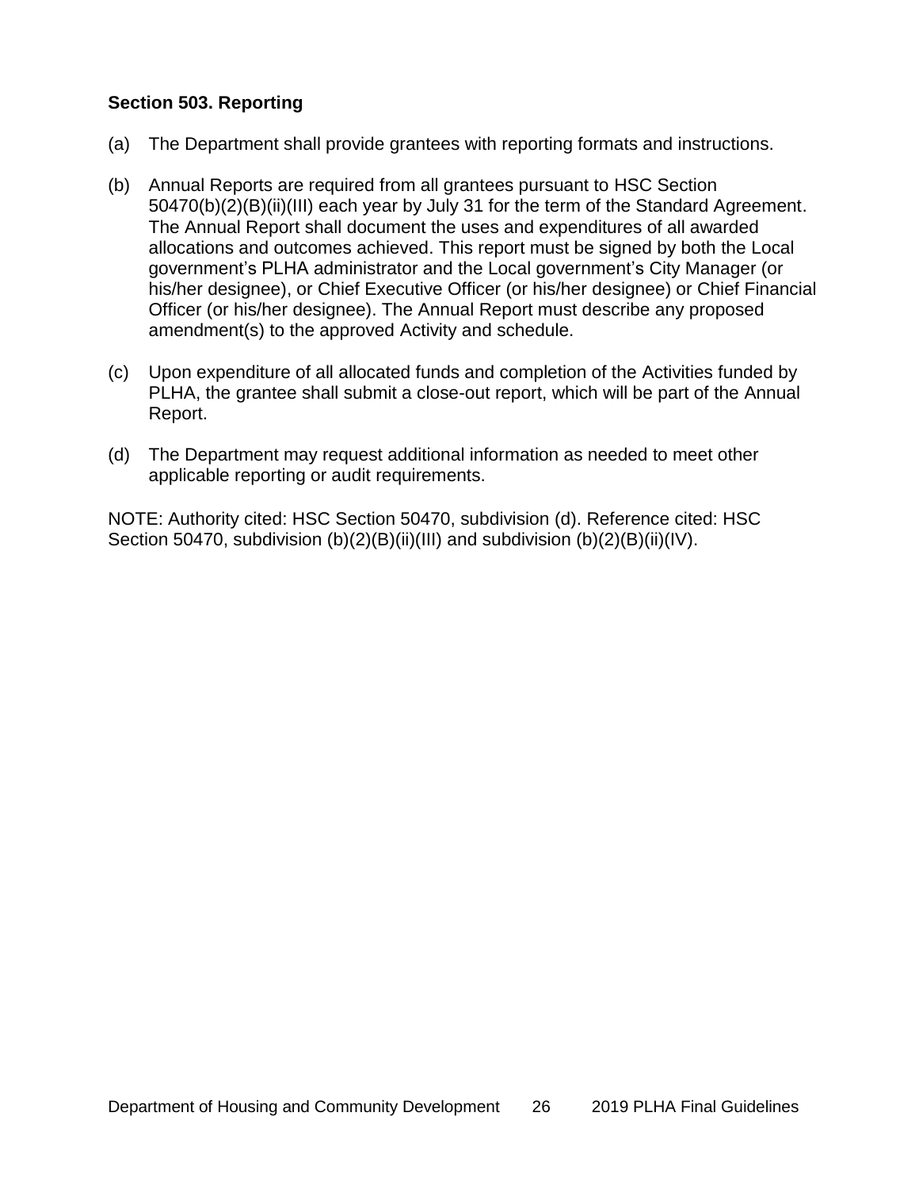**Section 503. Reporting**

(a) The Department shall provide grantees with reporting formats and instructions.

(b) Annual Reports are required from all grantees pursuant to HSC Section 50470(b)(2)(B)(ii)(III) each year by July 31 for the term of the Standard Agreement. The Annual Report shall document the uses and expenditures of all awarded allocations and outcomes achieved. This report must be signed by both the Local government's PLHA administrator and the Local government's City Manager (or his/her designee), or Chief Executive Officer (or his/her designee) or Chief Financial Officer (or his/her designee). The Annual Report must describe any proposed amendment(s) to the approved Activity and schedule.

(c) Upon expenditure of all allocated funds and completion of the Activities funded by PLHA, the grantee shall submit a close-out report, which will be part of the Annual Report.

(d) The Department may request additional information as needed to meet other applicable reporting or audit requirements.

NOTE: Authority cited: HSC Section 50470, subdivision (d). Reference cited: HSC Section 50470, subdivision (b)(2)(B)(ii)(III) and subdivision (b)(2)(B)(ii)(IV).